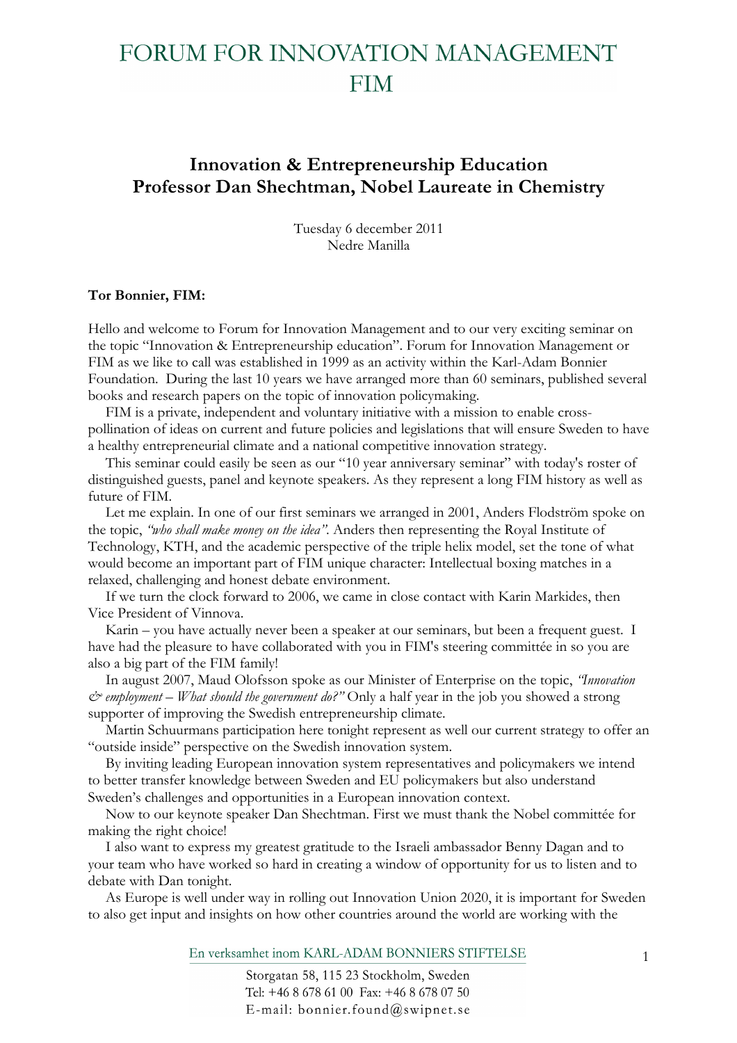# FORUM FOR INNOVATION MANAGEMENT FIM

## Innovation & Entrepreneurship Education
## Professor Dan Shechtman, Nobel Laureate in Chemistry

Tuesday 6 december 2011
Nedre Manilla

**Tor Bonnier, FIM:**

Hello and welcome to Forum for Innovation Management and to our very exciting seminar on the topic "Innovation & Entrepreneurship education". Forum for Innovation Management or FIM as we like to call was established in 1999 as an activity within the Karl-Adam Bonnier Foundation. During the last 10 years we have arranged more than 60 seminars, published several books and research papers on the topic of innovation policymaking.

FIM is a private, independent and voluntary initiative with a mission to enable cross-pollination of ideas on current and future policies and legislations that will ensure Sweden to have a healthy entrepreneurial climate and a national competitive innovation strategy.

This seminar could easily be seen as our "10 year anniversary seminar" with today's roster of distinguished guests, panel and keynote speakers. As they represent a long FIM history as well as future of FIM.

Let me explain. In one of our first seminars we arranged in 2001, Anders Flodström spoke on the topic, *"who shall make money on the idea"*. Anders then representing the Royal Institute of Technology, KTH, and the academic perspective of the triple helix model, set the tone of what would become an important part of FIM unique character: Intellectual boxing matches in a relaxed, challenging and honest debate environment.

If we turn the clock forward to 2006, we came in close contact with Karin Markides, then Vice President of Vinnova.

Karin – you have actually never been a speaker at our seminars, but been a frequent guest. I have had the pleasure to have collaborated with you in FIM's steering committée in so you are also a big part of the FIM family!

In august 2007, Maud Olofsson spoke as our Minister of Enterprise on the topic, *"Innovation & employment – What should the government do?"* Only a half year in the job you showed a strong supporter of improving the Swedish entrepreneurship climate.

Martin Schuurmans participation here tonight represent as well our current strategy to offer an "outside inside" perspective on the Swedish innovation system.

By inviting leading European innovation system representatives and policymakers we intend to better transfer knowledge between Sweden and EU policymakers but also understand Sweden's challenges and opportunities in a European innovation context.

Now to our keynote speaker Dan Shechtman. First we must thank the Nobel committée for making the right choice!

I also want to express my greatest gratitude to the Israeli ambassador Benny Dagan and to your team who have worked so hard in creating a window of opportunity for us to listen and to debate with Dan tonight.

As Europe is well under way in rolling out Innovation Union 2020, it is important for Sweden to also get input and insights on how other countries around the world are working with the

En verksamhet inom KARL-ADAM BONNIERS STIFTELSE
Storgatan 58, 115 23 Stockholm, Sweden
Tel: +46 8 678 61 00 Fax: +46 8 678 07 50
E-mail: bonnier.found@swipnet.se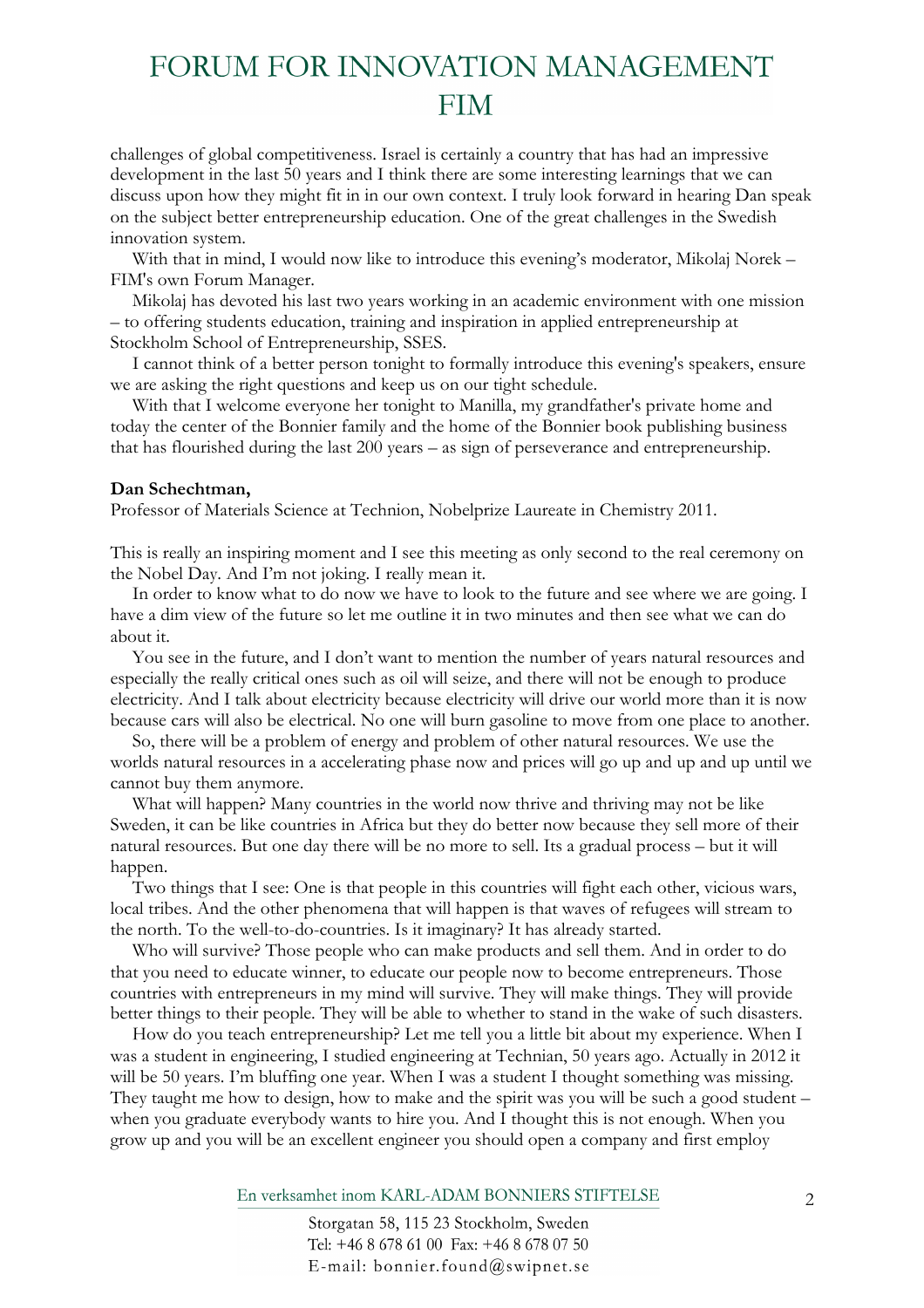challenges of global competitiveness. Israel is certainly a country that has had an impressive development in the last 50 years and I think there are some interesting learnings that we can discuss upon how they might fit in in our own context. I truly look forward in hearing Dan speak on the subject better entrepreneurship education. One of the great challenges in the Swedish innovation system.

With that in mind, I would now like to introduce this evening's moderator, Mikolaj Norek – FIM's own Forum Manager.

Mikolaj has devoted his last two years working in an academic environment with one mission – to offering students education, training and inspiration in applied entrepreneurship at Stockholm School of Entrepreneurship, SSES.

I cannot think of a better person tonight to formally introduce this evening's speakers, ensure we are asking the right questions and keep us on our tight schedule.

With that I welcome everyone her tonight to Manilla, my grandfather's private home and today the center of the Bonnier family and the home of the Bonnier book publishing business that has flourished during the last 200 years – as sign of perseverance and entrepreneurship.

**Dan Schechtman,**

Professor of Materials Science at Technion, Nobelprize Laureate in Chemistry 2011.

This is really an inspiring moment and I see this meeting as only second to the real ceremony on the Nobel Day. And I'm not joking. I really mean it.

In order to know what to do now we have to look to the future and see where we are going. I have a dim view of the future so let me outline it in two minutes and then see what we can do about it.

You see in the future, and I don't want to mention the number of years natural resources and especially the really critical ones such as oil will seize, and there will not be enough to produce electricity. And I talk about electricity because electricity will drive our world more than it is now because cars will also be electrical. No one will burn gasoline to move from one place to another.

So, there will be a problem of energy and problem of other natural resources. We use the worlds natural resources in a accelerating phase now and prices will go up and up and up until we cannot buy them anymore.

What will happen? Many countries in the world now thrive and thriving may not be like Sweden, it can be like countries in Africa but they do better now because they sell more of their natural resources. But one day there will be no more to sell. Its a gradual process – but it will happen.

Two things that I see: One is that people in this countries will fight each other, vicious wars, local tribes. And the other phenomena that will happen is that waves of refugees will stream to the north. To the well-to-do-countries. Is it imaginary? It has already started.

Who will survive? Those people who can make products and sell them. And in order to do that you need to educate winner, to educate our people now to become entrepreneurs. Those countries with entrepreneurs in my mind will survive. They will make things. They will provide better things to their people. They will be able to whether to stand in the wake of such disasters.

How do you teach entrepreneurship? Let me tell you a little bit about my experience. When I was a student in engineering, I studied engineering at Technian, 50 years ago. Actually in 2012 it will be 50 years. I'm bluffing one year. When I was a student I thought something was missing. They taught me how to design, how to make and the spirit was you will be such a good student – when you graduate everybody wants to hire you. And I thought this is not enough. When you grow up and you will be an excellent engineer you should open a company and first employ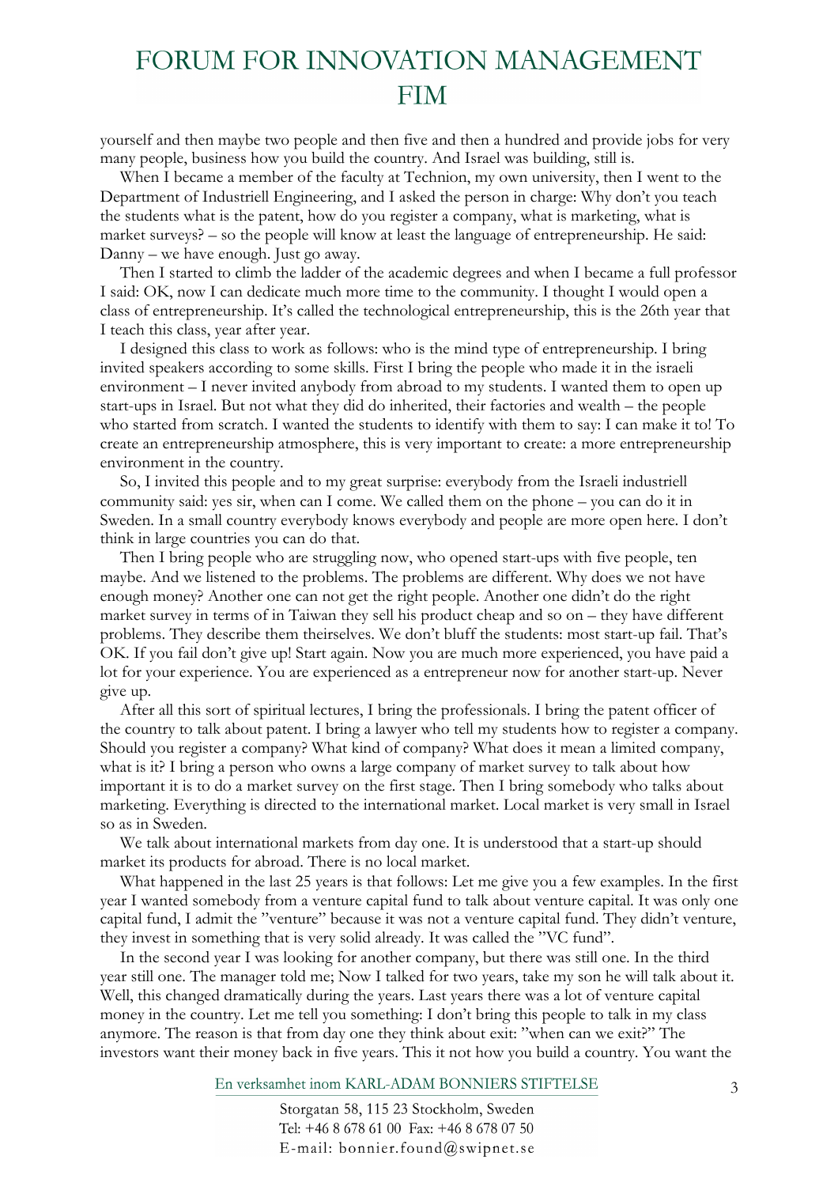yourself and then maybe two people and then five and then a hundred and provide jobs for very many people, business how you build the country. And Israel was building, still is.

When I became a member of the faculty at Technion, my own university, then I went to the Department of Industriell Engineering, and I asked the person in charge: Why don't you teach the students what is the patent, how do you register a company, what is marketing, what is market surveys? – so the people will know at least the language of entrepreneurship. He said: Danny – we have enough. Just go away.

Then I started to climb the ladder of the academic degrees and when I became a full professor I said: OK, now I can dedicate much more time to the community. I thought I would open a class of entrepreneurship. It's called the technological entrepreneurship, this is the 26th year that I teach this class, year after year.

I designed this class to work as follows: who is the mind type of entrepreneurship. I bring invited speakers according to some skills. First I bring the people who made it in the israeli environment – I never invited anybody from abroad to my students. I wanted them to open up start-ups in Israel. But not what they did do inherited, their factories and wealth – the people who started from scratch. I wanted the students to identify with them to say: I can make it to! To create an entrepreneurship atmosphere, this is very important to create: a more entrepreneurship environment in the country.

So, I invited this people and to my great surprise: everybody from the Israeli industriell community said: yes sir, when can I come. We called them on the phone – you can do it in Sweden. In a small country everybody knows everybody and people are more open here. I don't think in large countries you can do that.

Then I bring people who are struggling now, who opened start-ups with five people, ten maybe. And we listened to the problems. The problems are different. Why does we not have enough money? Another one can not get the right people. Another one didn't do the right market survey in terms of in Taiwan they sell his product cheap and so on – they have different problems. They describe them theirselves. We don't bluff the students: most start-up fail. That's OK. If you fail don't give up! Start again. Now you are much more experienced, you have paid a lot for your experience. You are experienced as a entrepreneur now for another start-up. Never give up.

After all this sort of spiritual lectures, I bring the professionals. I bring the patent officer of the country to talk about patent. I bring a lawyer who tell my students how to register a company. Should you register a company? What kind of company? What does it mean a limited company, what is it? I bring a person who owns a large company of market survey to talk about how important it is to do a market survey on the first stage. Then I bring somebody who talks about marketing. Everything is directed to the international market. Local market is very small in Israel so as in Sweden.

We talk about international markets from day one. It is understood that a start-up should market its products for abroad. There is no local market.

What happened in the last 25 years is that follows: Let me give you a few examples. In the first year I wanted somebody from a venture capital fund to talk about venture capital. It was only one capital fund, I admit the "venture" because it was not a venture capital fund. They didn't venture, they invest in something that is very solid already. It was called the "VC fund".

In the second year I was looking for another company, but there was still one. In the third year still one. The manager told me; Now I talked for two years, take my son he will talk about it. Well, this changed dramatically during the years. Last years there was a lot of venture capital money in the country. Let me tell you something: I don't bring this people to talk in my class anymore. The reason is that from day one they think about exit: "when can we exit?" The investors want their money back in five years. This it not how you build a country. You want the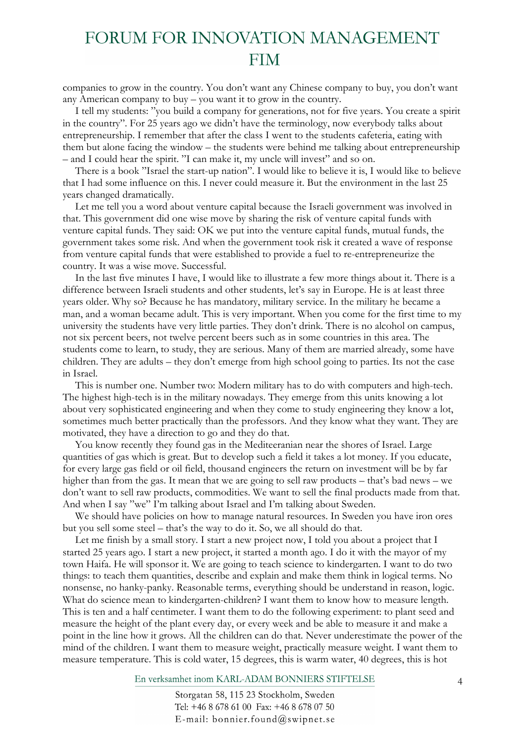companies to grow in the country. You don't want any Chinese company to buy, you don't want any American company to buy – you want it to grow in the country.

I tell my students: "you build a company for generations, not for five years. You create a spirit in the country". For 25 years ago we didn't have the terminology, now everybody talks about entrepreneurship. I remember that after the class I went to the students cafeteria, eating with them but alone facing the window – the students were behind me talking about entrepreneurship – and I could hear the spirit. "I can make it, my uncle will invest" and so on.

There is a book "Israel the start-up nation". I would like to believe it is, I would like to believe that I had some influence on this. I never could measure it. But the environment in the last 25 years changed dramatically.

Let me tell you a word about venture capital because the Israeli government was involved in that. This government did one wise move by sharing the risk of venture capital funds with venture capital funds. They said: OK we put into the venture capital funds, mutual funds, the government takes some risk. And when the government took risk it created a wave of response from venture capital funds that were established to provide a fuel to re-entrepreneurize the country. It was a wise move. Successful.

In the last five minutes I have, I would like to illustrate a few more things about it. There is a difference between Israeli students and other students, let's say in Europe. He is at least three years older. Why so? Because he has mandatory, military service. In the military he became a man, and a woman became adult. This is very important. When you come for the first time to my university the students have very little parties. They don't drink. There is no alcohol on campus, not six percent beers, not twelve percent beers such as in some countries in this area. The students come to learn, to study, they are serious. Many of them are married already, some have children. They are adults – they don't emerge from high school going to parties. Its not the case in Israel.

This is number one. Number two: Modern military has to do with computers and high-tech. The highest high-tech is in the military nowadays. They emerge from this units knowing a lot about very sophisticated engineering and when they come to study engineering they know a lot, sometimes much better practically than the professors. And they know what they want. They are motivated, they have a direction to go and they do that.

You know recently they found gas in the Mediteeranian near the shores of Israel. Large quantities of gas which is great. But to develop such a field it takes a lot money. If you educate, for every large gas field or oil field, thousand engineers the return on investment will be by far higher than from the gas. It mean that we are going to sell raw products – that's bad news – we don't want to sell raw products, commodities. We want to sell the final products made from that. And when I say "we" I'm talking about Israel and I'm talking about Sweden.

We should have policies on how to manage natural resources. In Sweden you have iron ores but you sell some steel – that's the way to do it. So, we all should do that.

Let me finish by a small story. I start a new project now, I told you about a project that I started 25 years ago. I start a new project, it started a month ago. I do it with the mayor of my town Haifa. He will sponsor it. We are going to teach science to kindergarten. I want to do two things: to teach them quantities, describe and explain and make them think in logical terms. No nonsense, no hanky-panky. Reasonable terms, everything should be understand in reason, logic. What do science mean to kindergarten-children? I want them to know how to measure length. This is ten and a half centimeter. I want them to do the following experiment: to plant seed and measure the height of the plant every day, or every week and be able to measure it and make a point in the line how it grows. All the children can do that. Never underestimate the power of the mind of the children. I want them to measure weight, practically measure weight. I want them to measure temperature. This is cold water, 15 degrees, this is warm water, 40 degrees, this is hot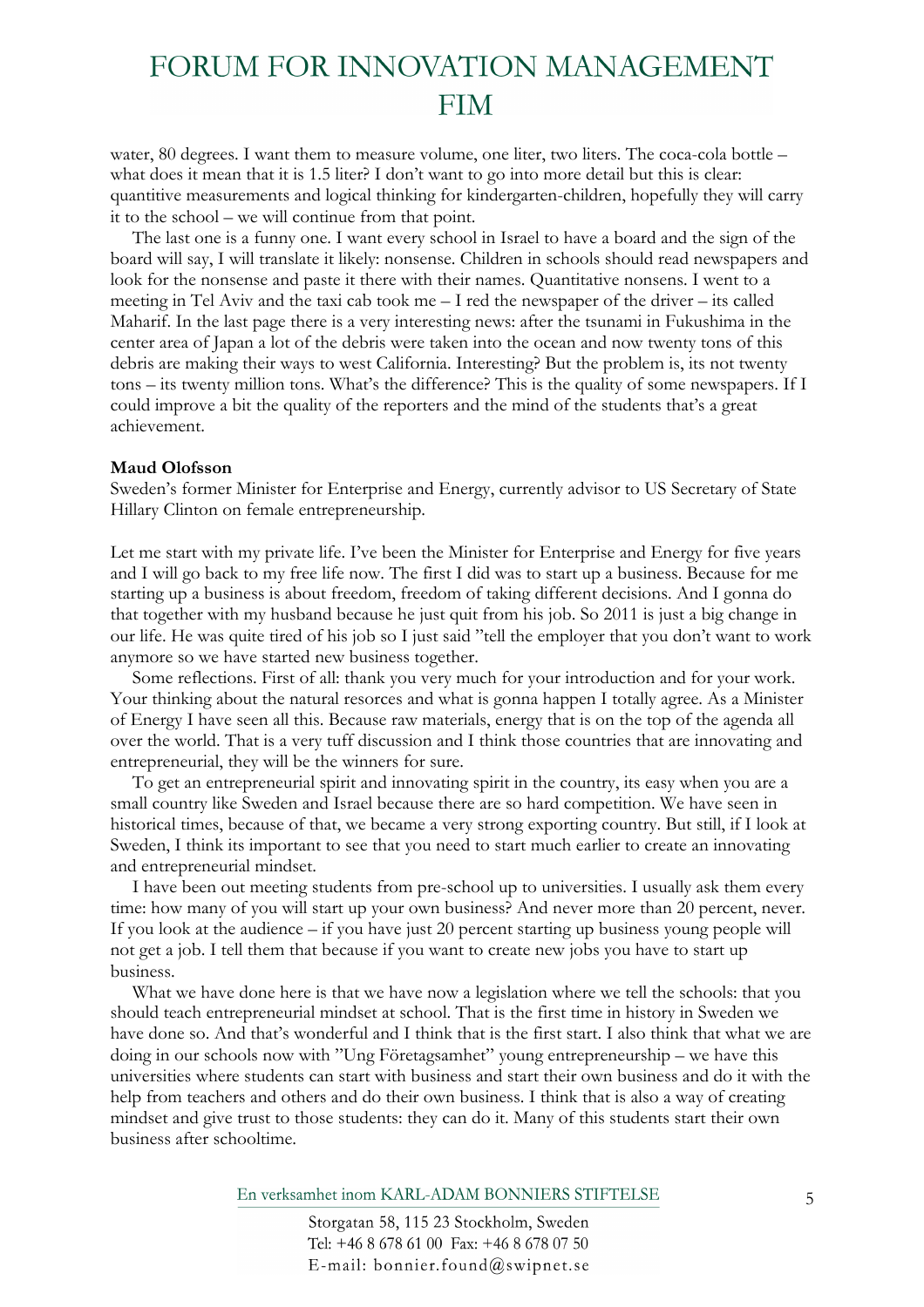water, 80 degrees. I want them to measure volume, one liter, two liters. The coca-cola bottle – what does it mean that it is 1.5 liter? I don't want to go into more detail but this is clear: quantitive measurements and logical thinking for kindergarten-children, hopefully they will carry it to the school – we will continue from that point.

The last one is a funny one. I want every school in Israel to have a board and the sign of the board will say, I will translate it likely: nonsense. Children in schools should read newspapers and look for the nonsense and paste it there with their names. Quantitative nonsens. I went to a meeting in Tel Aviv and the taxi cab took me – I red the newspaper of the driver – its called Maharif. In the last page there is a very interesting news: after the tsunami in Fukushima in the center area of Japan a lot of the debris were taken into the ocean and now twenty tons of this debris are making their ways to west California. Interesting? But the problem is, its not twenty tons – its twenty million tons. What's the difference? This is the quality of some newspapers. If I could improve a bit the quality of the reporters and the mind of the students that's a great achievement.

**Maud Olofsson**

Sweden's former Minister for Enterprise and Energy, currently advisor to US Secretary of State Hillary Clinton on female entrepreneurship.

Let me start with my private life. I've been the Minister for Enterprise and Energy for five years and I will go back to my free life now. The first I did was to start up a business. Because for me starting up a business is about freedom, freedom of taking different decisions. And I gonna do that together with my husband because he just quit from his job. So 2011 is just a big change in our life. He was quite tired of his job so I just said "tell the employer that you don't want to work anymore so we have started new business together.

Some reflections. First of all: thank you very much for your introduction and for your work. Your thinking about the natural resorces and what is gonna happen I totally agree. As a Minister of Energy I have seen all this. Because raw materials, energy that is on the top of the agenda all over the world. That is a very tuff discussion and I think those countries that are innovating and entrepreneurial, they will be the winners for sure.

To get an entrepreneurial spirit and innovating spirit in the country, its easy when you are a small country like Sweden and Israel because there are so hard competition. We have seen in historical times, because of that, we became a very strong exporting country. But still, if I look at Sweden, I think its important to see that you need to start much earlier to create an innovating and entrepreneurial mindset.

I have been out meeting students from pre-school up to universities. I usually ask them every time: how many of you will start up your own business? And never more than 20 percent, never. If you look at the audience – if you have just 20 percent starting up business young people will not get a job. I tell them that because if you want to create new jobs you have to start up business.

What we have done here is that we have now a legislation where we tell the schools: that you should teach entrepreneurial mindset at school. That is the first time in history in Sweden we have done so. And that's wonderful and I think that is the first start. I also think that what we are doing in our schools now with "Ung Företagsamhet" young entrepreneurship – we have this universities where students can start with business and start their own business and do it with the help from teachers and others and do their own business. I think that is also a way of creating mindset and give trust to those students: they can do it. Many of this students start their own business after schooltime.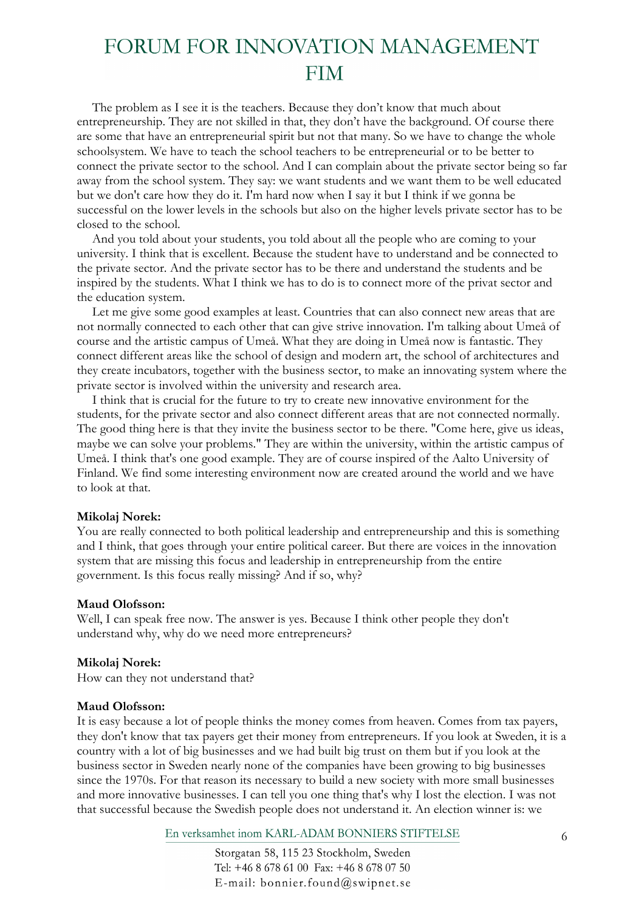The problem as I see it is the teachers. Because they don't know that much about entrepreneurship. They are not skilled in that, they don't have the background. Of course there are some that have an entrepreneurial spirit but not that many. So we have to change the whole schoolsystem. We have to teach the school teachers to be entrepreneurial or to be better to connect the private sector to the school. And I can complain about the private sector being so far away from the school system. They say: we want students and we want them to be well educated but we don't care how they do it. I'm hard now when I say it but I think if we gonna be successful on the lower levels in the schools but also on the higher levels private sector has to be closed to the school.

And you told about your students, you told about all the people who are coming to your university. I think that is excellent. Because the student have to understand and be connected to the private sector. And the private sector has to be there and understand the students and be inspired by the students. What I think we has to do is to connect more of the privat sector and the education system.

Let me give some good examples at least. Countries that can also connect new areas that are not normally connected to each other that can give strive innovation. I'm talking about Umeå of course and the artistic campus of Umeå. What they are doing in Umeå now is fantastic. They connect different areas like the school of design and modern art, the school of architectures and they create incubators, together with the business sector, to make an innovating system where the private sector is involved within the university and research area.

I think that is crucial for the future to try to create new innovative environment for the students, for the private sector and also connect different areas that are not connected normally. The good thing here is that they invite the business sector to be there. "Come here, give us ideas, maybe we can solve your problems." They are within the university, within the artistic campus of Umeå. I think that's one good example. They are of course inspired of the Aalto University of Finland. We find some interesting environment now are created around the world and we have to look at that.

**Mikolaj Norek:**
You are really connected to both political leadership and entrepreneurship and this is something and I think, that goes through your entire political career. But there are voices in the innovation system that are missing this focus and leadership in entrepreneurship from the entire government. Is this focus really missing? And if so, why?

**Maud Olofsson:**
Well, I can speak free now. The answer is yes. Because I think other people they don't understand why, why do we need more entrepreneurs?

**Mikolaj Norek:**
How can they not understand that?

**Maud Olofsson:**
It is easy because a lot of people thinks the money comes from heaven. Comes from tax payers, they don't know that tax payers get their money from entrepreneurs. If you look at Sweden, it is a country with a lot of big businesses and we had built big trust on them but if you look at the business sector in Sweden nearly none of the companies have been growing to big businesses since the 1970s. For that reason its necessary to build a new society with more small businesses and more innovative businesses. I can tell you one thing that's why I lost the election. I was not that successful because the Swedish people does not understand it. An election winner is: we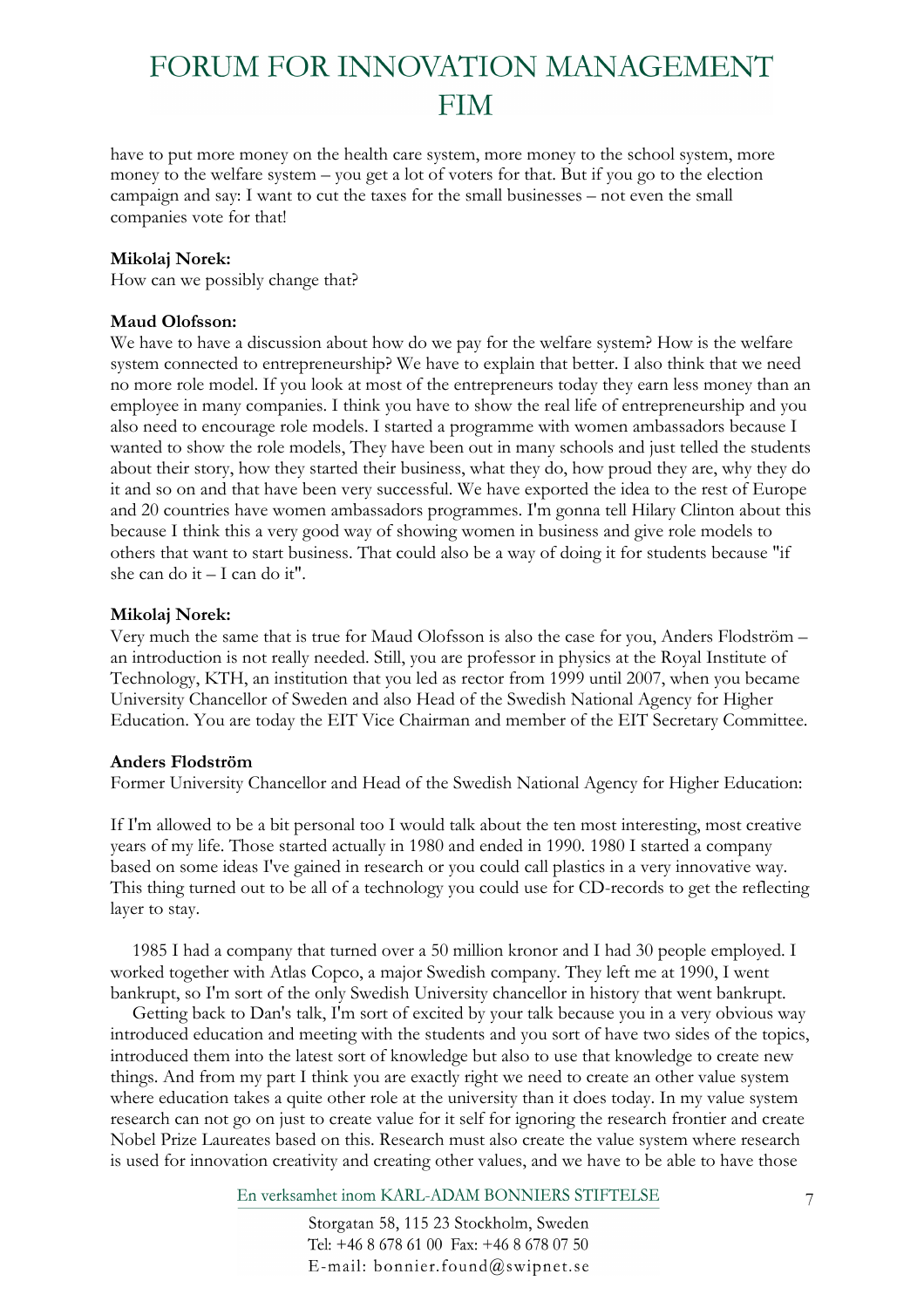have to put more money on the health care system, more money to the school system, more money to the welfare system – you get a lot of voters for that. But if you go to the election campaign and say: I want to cut the taxes for the small businesses – not even the small companies vote for that!

**Mikolaj Norek:**
How can we possibly change that?

**Maud Olofsson:**
We have to have a discussion about how do we pay for the welfare system? How is the welfare system connected to entrepreneurship? We have to explain that better. I also think that we need no more role model. If you look at most of the entrepreneurs today they earn less money than an employee in many companies. I think you have to show the real life of entrepreneurship and you also need to encourage role models. I started a programme with women ambassadors because I wanted to show the role models, They have been out in many schools and just telled the students about their story, how they started their business, what they do, how proud they are, why they do it and so on and that have been very successful. We have exported the idea to the rest of Europe and 20 countries have women ambassadors programmes. I'm gonna tell Hilary Clinton about this because I think this a very good way of showing women in business and give role models to others that want to start business. That could also be a way of doing it for students because "if she can do it – I can do it".

**Mikolaj Norek:**
Very much the same that is true for Maud Olofsson is also the case for you, Anders Flodström – an introduction is not really needed. Still, you are professor in physics at the Royal Institute of Technology, KTH, an institution that you led as rector from 1999 until 2007, when you became University Chancellor of Sweden and also Head of the Swedish National Agency for Higher Education. You are today the EIT Vice Chairman and member of the EIT Secretary Committee.

**Anders Flodström**
Former University Chancellor and Head of the Swedish National Agency for Higher Education:

If I'm allowed to be a bit personal too I would talk about the ten most interesting, most creative years of my life. Those started actually in 1980 and ended in 1990. 1980 I started a company based on some ideas I've gained in research or you could call plastics in a very innovative way. This thing turned out to be all of a technology you could use for CD-records to get the reflecting layer to stay.

1985 I had a company that turned over a 50 million kronor and I had 30 people employed. I worked together with Atlas Copco, a major Swedish company. They left me at 1990, I went bankrupt, so I'm sort of the only Swedish University chancellor in history that went bankrupt.

Getting back to Dan's talk, I'm sort of excited by your talk because you in a very obvious way introduced education and meeting with the students and you sort of have two sides of the topics, introduced them into the latest sort of knowledge but also to use that knowledge to create new things. And from my part I think you are exactly right we need to create an other value system where education takes a quite other role at the university than it does today. In my value system research can not go on just to create value for it self for ignoring the research frontier and create Nobel Prize Laureates based on this. Research must also create the value system where research is used for innovation creativity and creating other values, and we have to be able to have those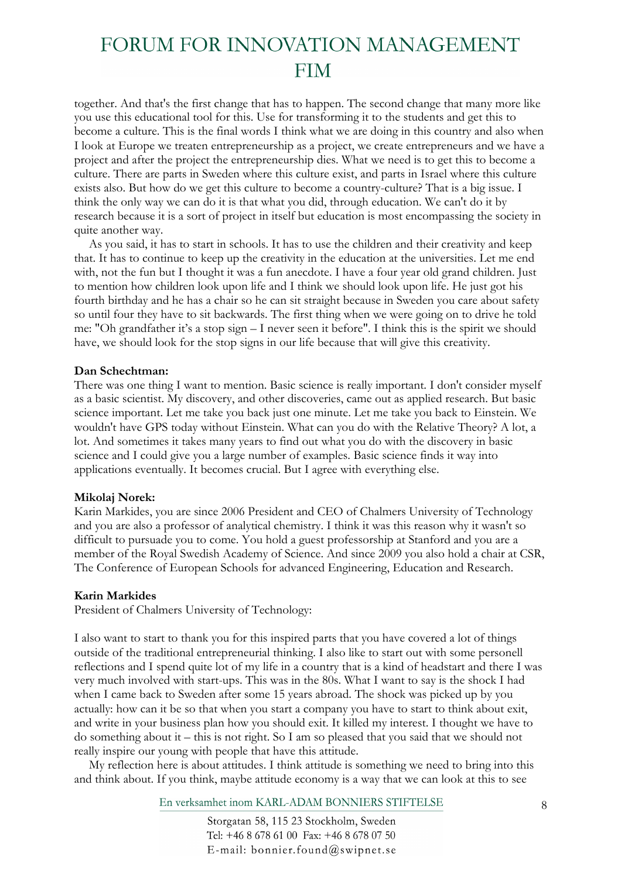together. And that's the first change that has to happen. The second change that many more like you use this educational tool for this. Use for transforming it to the students and get this to become a culture. This is the final words I think what we are doing in this country and also when I look at Europe we treaten entrepreneurship as a project, we create entrepreneurs and we have a project and after the project the entrepreneurship dies. What we need is to get this to become a culture. There are parts in Sweden where this culture exist, and parts in Israel where this culture exists also. But how do we get this culture to become a country-culture? That is a big issue. I think the only way we can do it is that what you did, through education. We can't do it by research because it is a sort of project in itself but education is most encompassing the society in quite another way.

As you said, it has to start in schools. It has to use the children and their creativity and keep that. It has to continue to keep up the creativity in the education at the universities. Let me end with, not the fun but I thought it was a fun anecdote. I have a four year old grand children. Just to mention how children look upon life and I think we should look upon life. He just got his fourth birthday and he has a chair so he can sit straight because in Sweden you care about safety so until four they have to sit backwards. The first thing when we were going on to drive he told me: "Oh grandfather it's a stop sign – I never seen it before". I think this is the spirit we should have, we should look for the stop signs in our life because that will give this creativity.

**Dan Schechtman:**
There was one thing I want to mention. Basic science is really important. I don't consider myself as a basic scientist. My discovery, and other discoveries, came out as applied research. But basic science important. Let me take you back just one minute. Let me take you back to Einstein. We wouldn't have GPS today without Einstein. What can you do with the Relative Theory? A lot, a lot. And sometimes it takes many years to find out what you do with the discovery in basic science and I could give you a large number of examples. Basic science finds it way into applications eventually. It becomes crucial. But I agree with everything else.

**Mikolaj Norek:**
Karin Markides, you are since 2006 President and CEO of Chalmers University of Technology and you are also a professor of analytical chemistry. I think it was this reason why it wasn't so difficult to pursuade you to come. You hold a guest professorship at Stanford and you are a member of the Royal Swedish Academy of Science. And since 2009 you also hold a chair at CSR, The Conference of European Schools for advanced Engineering, Education and Research.

**Karin Markides**
President of Chalmers University of Technology:

I also want to start to thank you for this inspired parts that you have covered a lot of things outside of the traditional entrepreneurial thinking. I also like to start out with some personell reflections and I spend quite lot of my life in a country that is a kind of headstart and there I was very much involved with start-ups. This was in the 80s. What I want to say is the shock I had when I came back to Sweden after some 15 years abroad. The shock was picked up by you actually: how can it be so that when you start a company you have to start to think about exit, and write in your business plan how you should exit. It killed my interest. I thought we have to do something about it – this is not right. So I am so pleased that you said that we should not really inspire our young with people that have this attitude.

My reflection here is about attitudes. I think attitude is something we need to bring into this and think about. If you think, maybe attitude economy is a way that we can look at this to see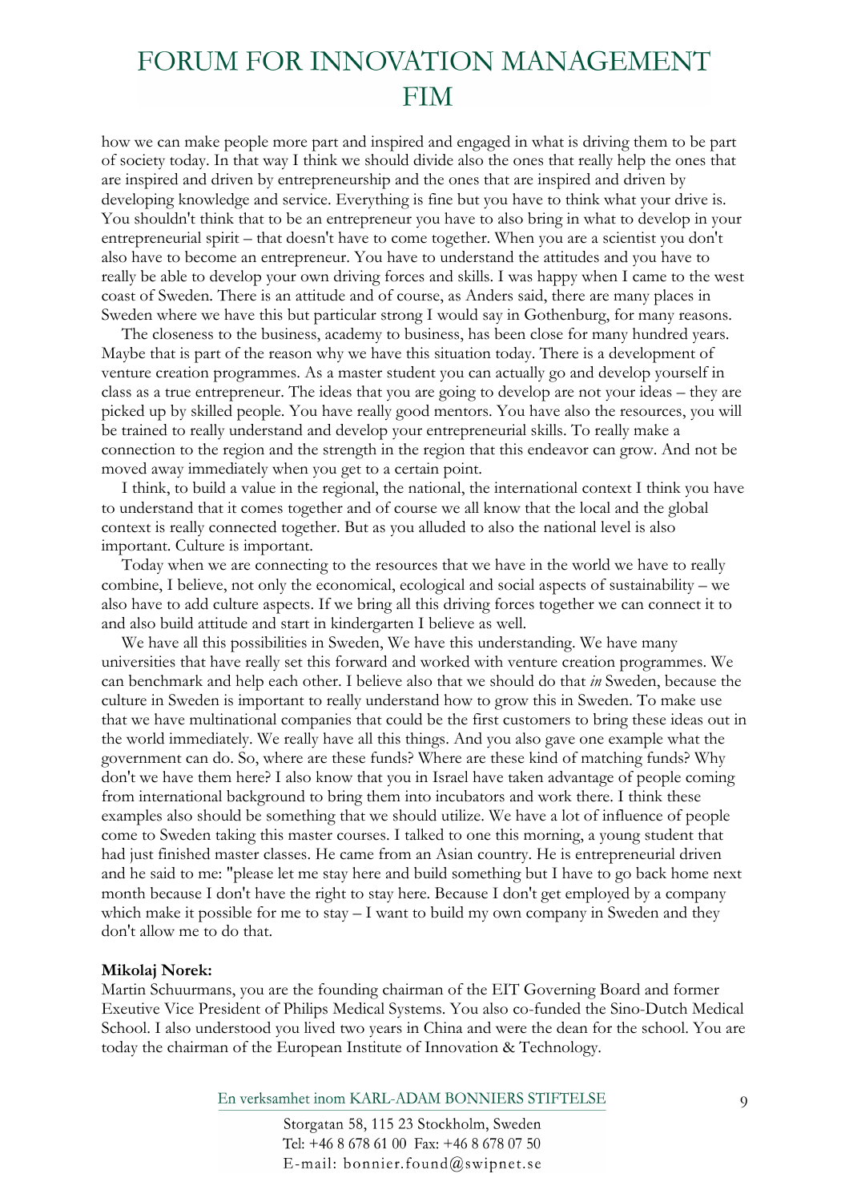how we can make people more part and inspired and engaged in what is driving them to be part of society today. In that way I think we should divide also the ones that really help the ones that are inspired and driven by entrepreneurship and the ones that are inspired and driven by developing knowledge and service. Everything is fine but you have to think what your drive is. You shouldn't think that to be an entrepreneur you have to also bring in what to develop in your entrepreneurial spirit – that doesn't have to come together. When you are a scientist you don't also have to become an entrepreneur. You have to understand the attitudes and you have to really be able to develop your own driving forces and skills. I was happy when I came to the west coast of Sweden. There is an attitude and of course, as Anders said, there are many places in Sweden where we have this but particular strong I would say in Gothenburg, for many reasons.

The closeness to the business, academy to business, has been close for many hundred years. Maybe that is part of the reason why we have this situation today. There is a development of venture creation programmes. As a master student you can actually go and develop yourself in class as a true entrepreneur. The ideas that you are going to develop are not your ideas – they are picked up by skilled people. You have really good mentors. You have also the resources, you will be trained to really understand and develop your entrepreneurial skills. To really make a connection to the region and the strength in the region that this endeavor can grow. And not be moved away immediately when you get to a certain point.

I think, to build a value in the regional, the national, the international context I think you have to understand that it comes together and of course we all know that the local and the global context is really connected together. But as you alluded to also the national level is also important. Culture is important.

Today when we are connecting to the resources that we have in the world we have to really combine, I believe, not only the economical, ecological and social aspects of sustainability – we also have to add culture aspects. If we bring all this driving forces together we can connect it to and also build attitude and start in kindergarten I believe as well.

We have all this possibilities in Sweden, We have this understanding. We have many universities that have really set this forward and worked with venture creation programmes. We can benchmark and help each other. I believe also that we should do that *in* Sweden, because the culture in Sweden is important to really understand how to grow this in Sweden. To make use that we have multinational companies that could be the first customers to bring these ideas out in the world immediately. We really have all this things. And you also gave one example what the government can do. So, where are these funds? Where are these kind of matching funds? Why don't we have them here? I also know that you in Israel have taken advantage of people coming from international background to bring them into incubators and work there. I think these examples also should be something that we should utilize. We have a lot of influence of people come to Sweden taking this master courses. I talked to one this morning, a young student that had just finished master classes. He came from an Asian country. He is entrepreneurial driven and he said to me: "please let me stay here and build something but I have to go back home next month because I don't have the right to stay here. Because I don't get employed by a company which make it possible for me to stay – I want to build my own company in Sweden and they don't allow me to do that.

**Mikolaj Norek:**
Martin Schuurmans, you are the founding chairman of the EIT Governing Board and former Exeutive Vice President of Philips Medical Systems. You also co-funded the Sino-Dutch Medical School. I also understood you lived two years in China and were the dean for the school. You are today the chairman of the European Institute of Innovation & Technology.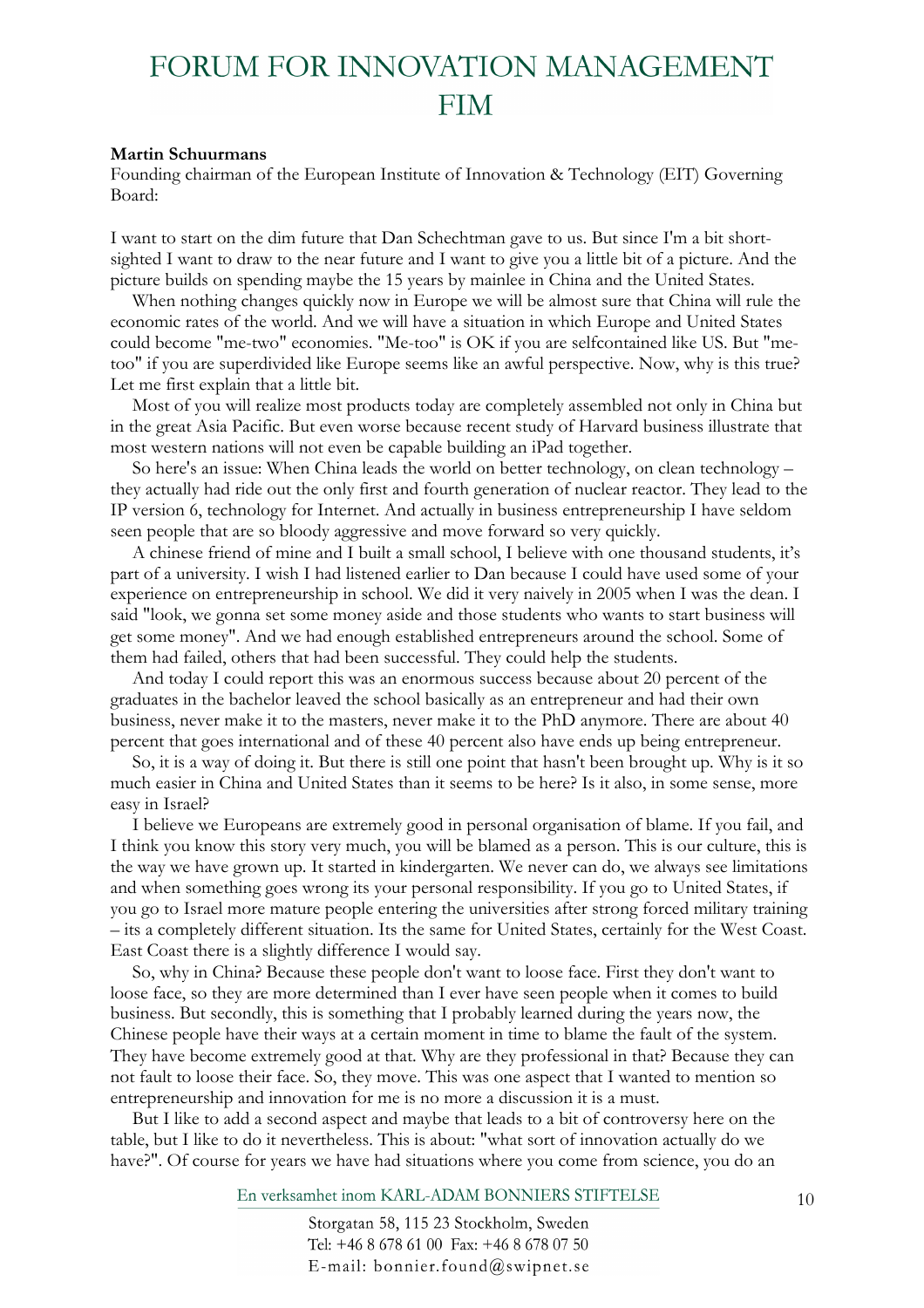**Martin Schuurmans**
Founding chairman of the European Institute of Innovation & Technology (EIT) Governing Board:

I want to start on the dim future that Dan Schechtman gave to us. But since I'm a bit short-sighted I want to draw to the near future and I want to give you a little bit of a picture. And the picture builds on spending maybe the 15 years by mainlee in China and the United States.

When nothing changes quickly now in Europe we will be almost sure that China will rule the economic rates of the world. And we will have a situation in which Europe and United States could become "me-two" economies. "Me-too" is OK if you are selfcontained like US. But "me-too" if you are superdivided like Europe seems like an awful perspective. Now, why is this true? Let me first explain that a little bit.

Most of you will realize most products today are completely assembled not only in China but in the great Asia Pacific. But even worse because recent study of Harvard business illustrate that most western nations will not even be capable building an iPad together.

So here's an issue: When China leads the world on better technology, on clean technology – they actually had ride out the only first and fourth generation of nuclear reactor. They lead to the IP version 6, technology for Internet. And actually in business entrepreneurship I have seldom seen people that are so bloody aggressive and move forward so very quickly.

A chinese friend of mine and I built a small school, I believe with one thousand students, it's part of a university. I wish I had listened earlier to Dan because I could have used some of your experience on entrepreneurship in school. We did it very naively in 2005 when I was the dean. I said "look, we gonna set some money aside and those students who wants to start business will get some money". And we had enough established entrepreneurs around the school. Some of them had failed, others that had been successful. They could help the students.

And today I could report this was an enormous success because about 20 percent of the graduates in the bachelor leaved the school basically as an entrepreneur and had their own business, never make it to the masters, never make it to the PhD anymore. There are about 40 percent that goes international and of these 40 percent also have ends up being entrepreneur.

So, it is a way of doing it. But there is still one point that hasn't been brought up. Why is it so much easier in China and United States than it seems to be here? Is it also, in some sense, more easy in Israel?

I believe we Europeans are extremely good in personal organisation of blame. If you fail, and I think you know this story very much, you will be blamed as a person. This is our culture, this is the way we have grown up. It started in kindergarten. We never can do, we always see limitations and when something goes wrong its your personal responsibility. If you go to United States, if you go to Israel more mature people entering the universities after strong forced military training – its a completely different situation. Its the same for United States, certainly for the West Coast. East Coast there is a slightly difference I would say.

So, why in China? Because these people don't want to loose face. First they don't want to loose face, so they are more determined than I ever have seen people when it comes to build business. But secondly, this is something that I probably learned during the years now, the Chinese people have their ways at a certain moment in time to blame the fault of the system. They have become extremely good at that. Why are they professional in that? Because they can not fault to loose their face. So, they move. This was one aspect that I wanted to mention so entrepreneurship and innovation for me is no more a discussion it is a must.

But I like to add a second aspect and maybe that leads to a bit of controversy here on the table, but I like to do it nevertheless. This is about: "what sort of innovation actually do we have?". Of course for years we have had situations where you come from science, you do an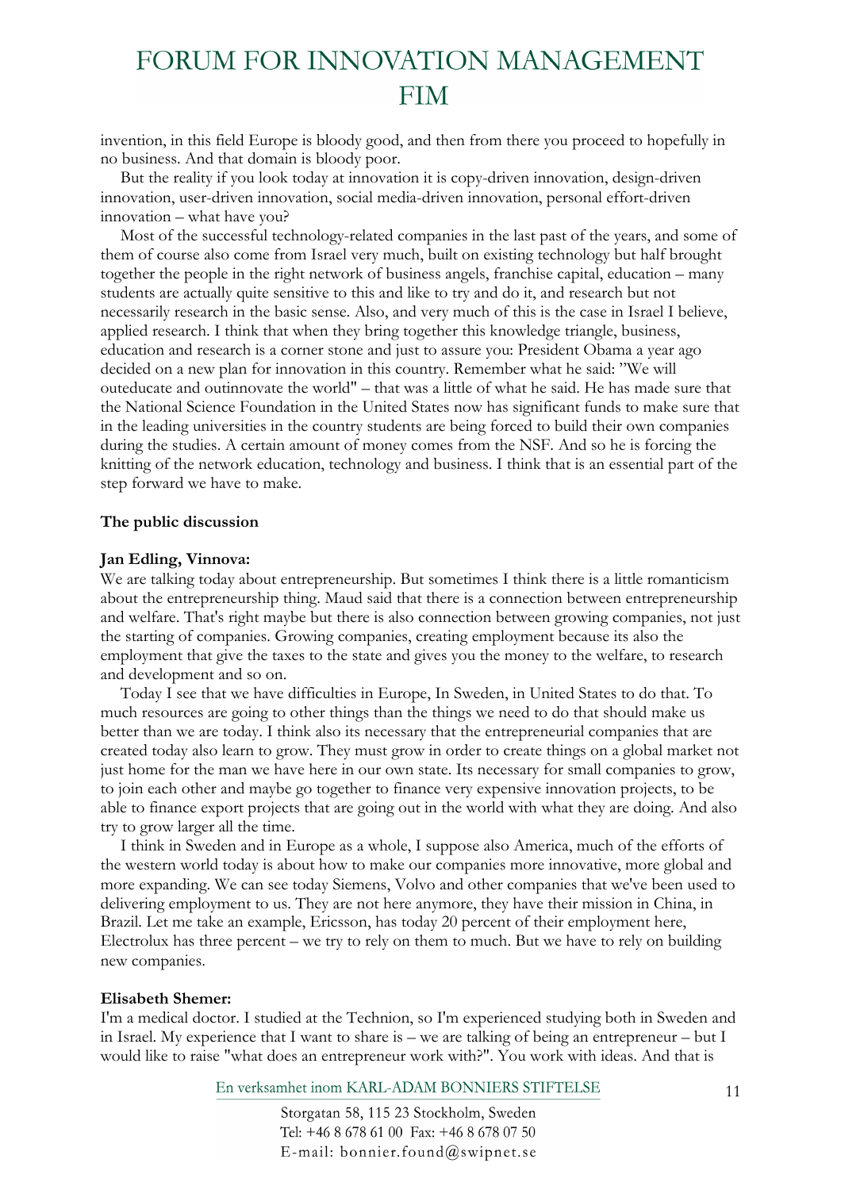invention, in this field Europe is bloody good, and then from there you proceed to hopefully in no business. And that domain is bloody poor.

But the reality if you look today at innovation it is copy-driven innovation, design-driven innovation, user-driven innovation, social media-driven innovation, personal effort-driven innovation – what have you?

Most of the successful technology-related companies in the last past of the years, and some of them of course also come from Israel very much, built on existing technology but half brought together the people in the right network of business angels, franchise capital, education – many students are actually quite sensitive to this and like to try and do it, and research but not necessarily research in the basic sense. Also, and very much of this is the case in Israel I believe, applied research. I think that when they bring together this knowledge triangle, business, education and research is a corner stone and just to assure you: President Obama a year ago decided on a new plan for innovation in this country. Remember what he said: "We will outeducate and outinnovate the world" – that was a little of what he said. He has made sure that the National Science Foundation in the United States now has significant funds to make sure that in the leading universities in the country students are being forced to build their own companies during the studies. A certain amount of money comes from the NSF. And so he is forcing the knitting of the network education, technology and business. I think that is an essential part of the step forward we have to make.

**The public discussion**

**Jan Edling, Vinnova:**

We are talking today about entrepreneurship. But sometimes I think there is a little romanticism about the entrepreneurship thing. Maud said that there is a connection between entrepreneurship and welfare. That's right maybe but there is also connection between growing companies, not just the starting of companies. Growing companies, creating employment because its also the employment that give the taxes to the state and gives you the money to the welfare, to research and development and so on.

Today I see that we have difficulties in Europe, In Sweden, in United States to do that. To much resources are going to other things than the things we need to do that should make us better than we are today. I think also its necessary that the entrepreneurial companies that are created today also learn to grow. They must grow in order to create things on a global market not just home for the man we have here in our own state. Its necessary for small companies to grow, to join each other and maybe go together to finance very expensive innovation projects, to be able to finance export projects that are going out in the world with what they are doing. And also try to grow larger all the time.

I think in Sweden and in Europe as a whole, I suppose also America, much of the efforts of the western world today is about how to make our companies more innovative, more global and more expanding. We can see today Siemens, Volvo and other companies that we've been used to delivering employment to us. They are not here anymore, they have their mission in China, in Brazil. Let me take an example, Ericsson, has today 20 percent of their employment here, Electrolux has three percent – we try to rely on them to much. But we have to rely on building new companies.

**Elisabeth Shemer:**

I'm a medical doctor. I studied at the Technion, so I'm experienced studying both in Sweden and in Israel. My experience that I want to share is – we are talking of being an entrepreneur – but I would like to raise "what does an entrepreneur work with?". You work with ideas. And that is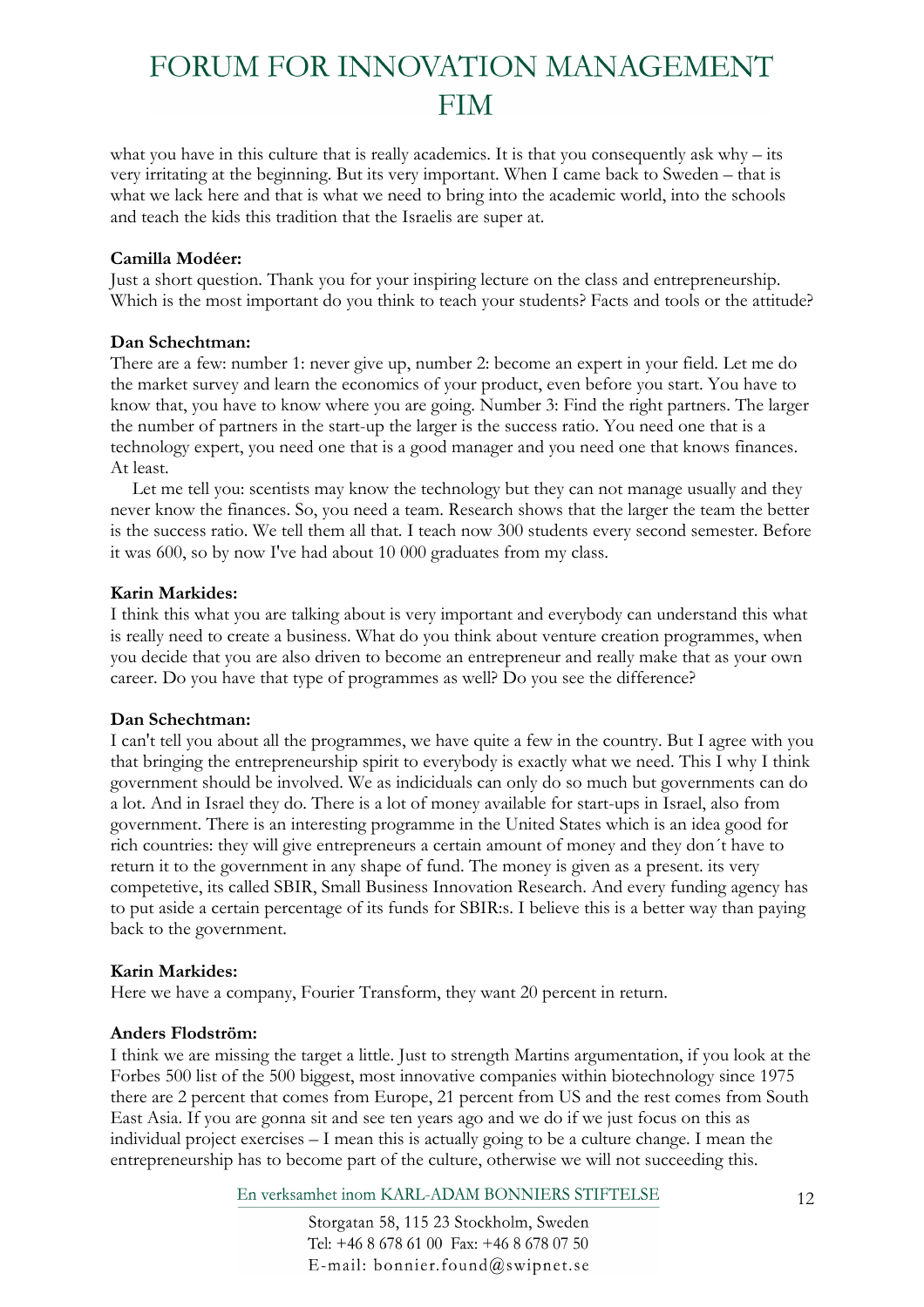what you have in this culture that is really academics. It is that you consequently ask why – its very irritating at the beginning. But its very important. When I came back to Sweden – that is what we lack here and that is what we need to bring into the academic world, into the schools and teach the kids this tradition that the Israelis are super at.

**Camilla Modéer:**
Just a short question. Thank you for your inspiring lecture on the class and entrepreneurship. Which is the most important do you think to teach your students? Facts and tools or the attitude?

**Dan Schechtman:**
There are a few: number 1: never give up, number 2: become an expert in your field. Let me do the market survey and learn the economics of your product, even before you start. You have to know that, you have to know where you are going. Number 3: Find the right partners. The larger the number of partners in the start-up the larger is the success ratio. You need one that is a technology expert, you need one that is a good manager and you need one that knows finances. At least.

Let me tell you: scentists may know the technology but they can not manage usually and they never know the finances. So, you need a team. Research shows that the larger the team the better is the success ratio. We tell them all that. I teach now 300 students every second semester. Before it was 600, so by now I've had about 10 000 graduates from my class.

**Karin Markides:**
I think this what you are talking about is very important and everybody can understand this what is really need to create a business. What do you think about venture creation programmes, when you decide that you are also driven to become an entrepreneur and really make that as your own career. Do you have that type of programmes as well? Do you see the difference?

**Dan Schechtman:**
I can't tell you about all the programmes, we have quite a few in the country. But I agree with you that bringing the entrepreneurship spirit to everybody is exactly what we need. This I why I think government should be involved. We as indicidual can only do so much but governments can do a lot. And in Israel they do. There is a lot of money available for start-ups in Israel, also from government. There is an interesting programme in the United States which is an idea good for rich countries: they will give entrepreneurs a certain amount of money and they don´t have to return it to the government in any shape of fund. The money is given as a present. its very competetive, its called SBIR, Small Business Innovation Research. And every funding agency has to put aside a certain percentage of its funds for SBIR:s. I believe this is a better way than paying back to the government.

**Karin Markides:**
Here we have a company, Fourier Transform, they want 20 percent in return.

**Anders Flodström:**
I think we are missing the target a little. Just to strength Martins argumentation, if you look at the Forbes 500 list of the 500 biggest, most innovative companies within biotechnology since 1975 there are 2 percent that comes from Europe, 21 percent from US and the rest comes from South East Asia. If you are gonna sit and see ten years ago and we do if we just focus on this as individual project exercises – I mean this is actually going to be a culture change. I mean the entrepreneurship has to become part of the culture, otherwise we will not succeeding this.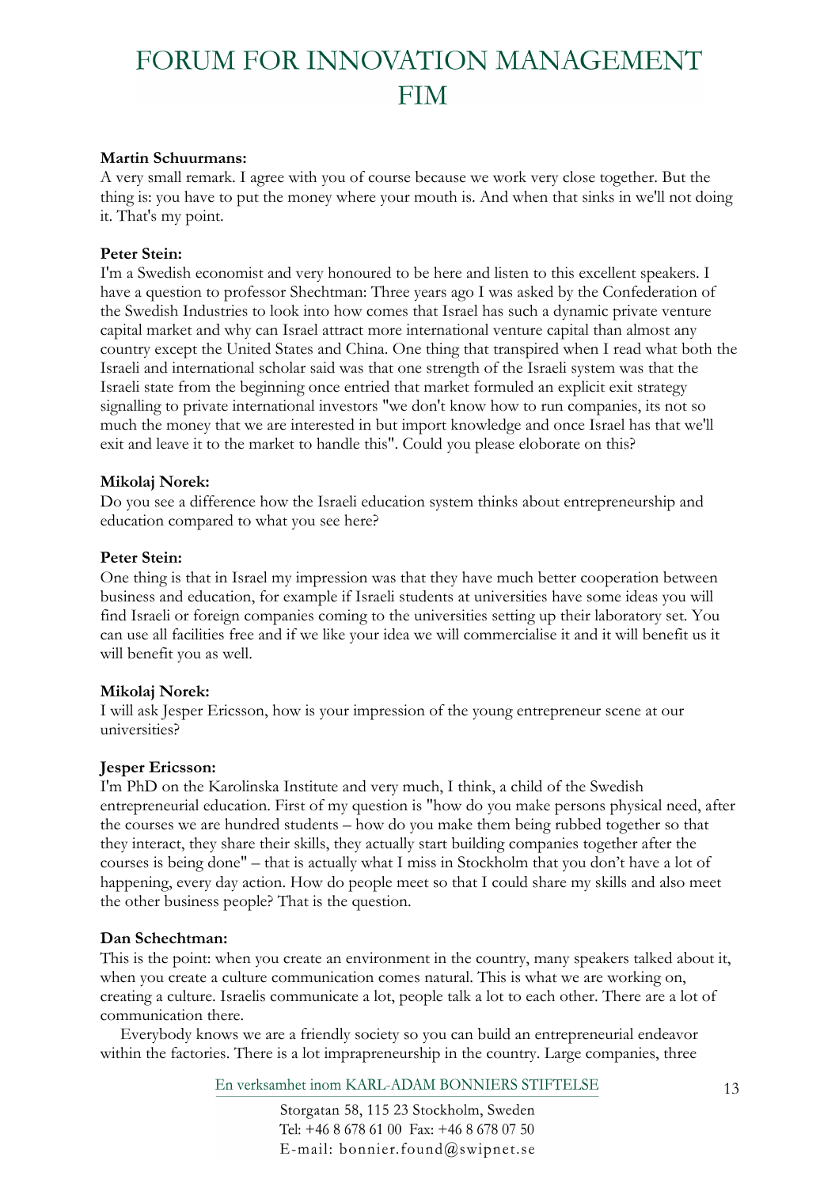**Martin Schuurmans:**
A very small remark. I agree with you of course because we work very close together. But the thing is: you have to put the money where your mouth is. And when that sinks in we'll not doing it. That's my point.

**Peter Stein:**
I'm a Swedish economist and very honoured to be here and listen to this excellent speakers. I have a question to professor Shechtman: Three years ago I was asked by the Confederation of the Swedish Industries to look into how comes that Israel has such a dynamic private venture capital market and why can Israel attract more international venture capital than almost any country except the United States and China. One thing that transpired when I read what both the Israeli and international scholar said was that one strength of the Israeli system was that the Israeli state from the beginning once entried that market formuled an explicit exit strategy signalling to private international investors "we don't know how to run companies, its not so much the money that we are interested in but import knowledge and once Israel has that we'll exit and leave it to the market to handle this". Could you please eloborate on this?

**Mikolaj Norek:**
Do you see a difference how the Israeli education system thinks about entrepreneurship and education compared to what you see here?

**Peter Stein:**
One thing is that in Israel my impression was that they have much better cooperation between business and education, for example if Israeli students at universities have some ideas you will find Israeli or foreign companies coming to the universities setting up their laboratory set. You can use all facilities free and if we like your idea we will commercialise it and it will benefit us it will benefit you as well.

**Mikolaj Norek:**
I will ask Jesper Ericsson, how is your impression of the young entrepreneur scene at our universities?

**Jesper Ericsson:**
I'm PhD on the Karolinska Institute and very much, I think, a child of the Swedish entrepreneurial education. First of my question is "how do you make persons physical need, after the courses we are hundred students – how do you make them being rubbed together so that they interact, they share their skills, they actually start building companies together after the courses is being done" – that is actually what I miss in Stockholm that you don't have a lot of happening, every day action. How do people meet so that I could share my skills and also meet the other business people? That is the question.

**Dan Schechtman:**
This is the point: when you create an environment in the country, many speakers talked about it, when you create a culture communication comes natural. This is what we are working on, creating a culture. Israelis communicate a lot, people talk a lot to each other. There are a lot of communication there.

Everybody knows we are a friendly society so you can build an entrepreneurial endeavor within the factories. There is a lot imprapreneurship in the country. Large companies, three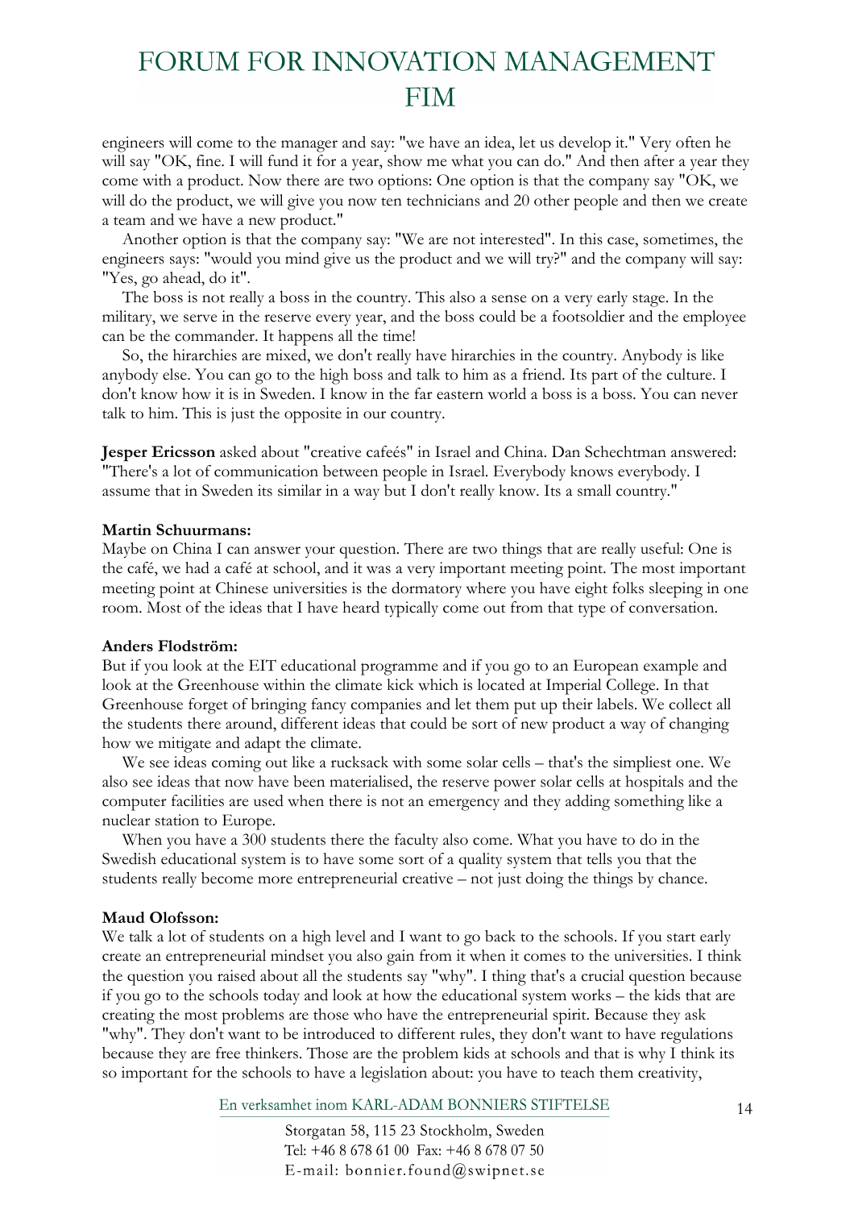engineers will come to the manager and say: "we have an idea, let us develop it." Very often he will say "OK, fine. I will fund it for a year, show me what you can do." And then after a year they come with a product. Now there are two options: One option is that the company say "OK, we will do the product, we will give you now ten technicians and 20 other people and then we create a team and we have a new product."

Another option is that the company say: "We are not interested". In this case, sometimes, the engineers says: "would you mind give us the product and we will try?" and the company will say: "Yes, go ahead, do it".

The boss is not really a boss in the country. This also a sense on a very early stage. In the military, we serve in the reserve every year, and the boss could be a footsoldier and the employee can be the commander. It happens all the time!

So, the hirarchies are mixed, we don't really have hirarchies in the country. Anybody is like anybody else. You can go to the high boss and talk to him as a friend. Its part of the culture. I don't know how it is in Sweden. I know in the far eastern world a boss is a boss. You can never talk to him. This is just the opposite in our country.

**Jesper Ericsson** asked about "creative cafeés" in Israel and China. Dan Schechtman answered: "There's a lot of communication between people in Israel. Everybody knows everybody. I assume that in Sweden its similar in a way but I don't really know. Its a small country."

**Martin Schuurmans:**
Maybe on China I can answer your question. There are two things that are really useful: One is the café, we had a café at school, and it was a very important meeting point. The most important meeting point at Chinese universities is the dormatory where you have eight folks sleeping in one room. Most of the ideas that I have heard typically come out from that type of conversation.

**Anders Flodström:**
But if you look at the EIT educational programme and if you go to an European example and look at the Greenhouse within the climate kick which is located at Imperial College. In that Greenhouse forget of bringing fancy companies and let them put up their labels. We collect all the students there around, different ideas that could be sort of new product a way of changing how we mitigate and adapt the climate.

We see ideas coming out like a rucksack with some solar cells – that's the simpliest one. We also see ideas that now have been materialised, the reserve power solar cells at hospitals and the computer facilities are used when there is not an emergency and they adding something like a nuclear station to Europe.

When you have a 300 students there the faculty also come. What you have to do in the Swedish educational system is to have some sort of a quality system that tells you that the students really become more entrepreneurial creative – not just doing the things by chance.

**Maud Olofsson:**
We talk a lot of students on a high level and I want to go back to the schools. If you start early create an entrepreneurial mindset you also gain from it when it comes to the universities. I think the question you raised about all the students say "why". I thing that's a crucial question because if you go to the schools today and look at how the educational system works – the kids that are creating the most problems are those who have the entrepreneurial spirit. Because they ask "why". They don't want to be introduced to different rules, they don't want to have regulations because they are free thinkers. Those are the problem kids at schools and that is why I think its so important for the schools to have a legislation about: you have to teach them creativity,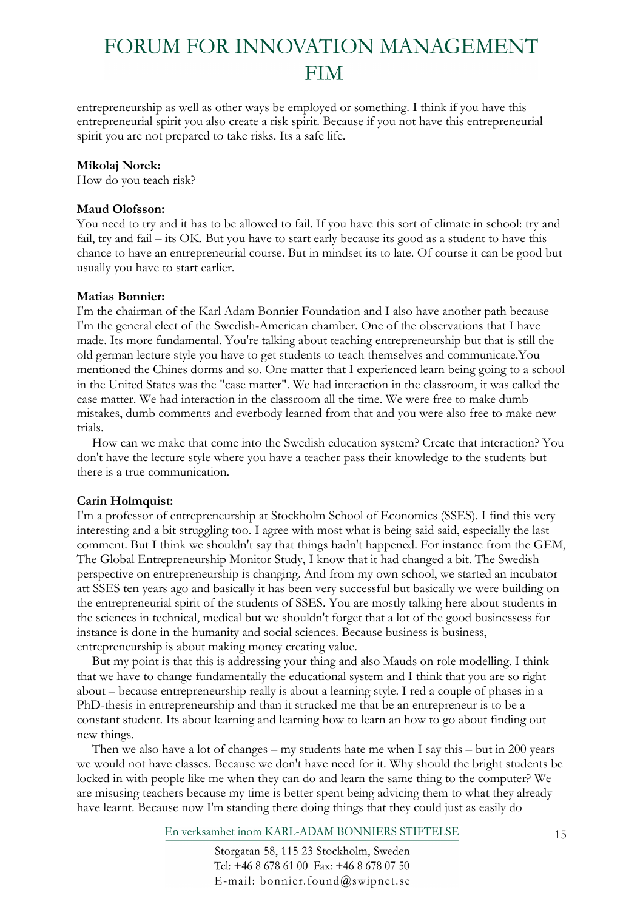entrepreneurship as well as other ways be employed or something. I think if you have this entrepreneurial spirit you also create a risk spirit. Because if you not have this entrepreneurial spirit you are not prepared to take risks. Its a safe life.

**Mikolaj Norek:**
How do you teach risk?

**Maud Olofsson:**
You need to try and it has to be allowed to fail. If you have this sort of climate in school: try and fail, try and fail – its OK. But you have to start early because its good as a student to have this chance to have an entrepreneurial course. But in mindset its to late. Of course it can be good but usually you have to start earlier.

**Matias Bonnier:**
I'm the chairman of the Karl Adam Bonnier Foundation and I also have another path because I'm the general elect of the Swedish-American chamber. One of the observations that I have made. Its more fundamental. You're talking about teaching entrepreneurship but that is still the old german lecture style you have to get students to teach themselves and communicate.You mentioned the Chines dorms and so. One matter that I experienced learn being going to a school in the United States was the "case matter". We had interaction in the classroom, it was called the case matter. We had interaction in the classroom all the time. We were free to make dumb mistakes, dumb comments and everbody learned from that and you were also free to make new trials.

How can we make that come into the Swedish education system? Create that interaction? You don't have the lecture style where you have a teacher pass their knowledge to the students but there is a true communication.

**Carin Holmquist:**
I'm a professor of entrepreneurship at Stockholm School of Economics (SSES). I find this very interesting and a bit struggling too. I agree with most what is being said said, especially the last comment. But I think we shouldn't say that things hadn't happened. For instance from the GEM, The Global Entrepreneurship Monitor Study, I know that it had changed a bit. The Swedish perspective on entrepreneurship is changing. And from my own school, we started an incubator att SSES ten years ago and basically it has been very successful but basically we were building on the entrepreneurial spirit of the students of SSES. You are mostly talking here about students in the sciences in technical, medical but we shouldn't forget that a lot of the good businessess for instance is done in the humanity and social sciences. Because business is business, entrepreneurship is about making money creating value.

But my point is that this is addressing your thing and also Mauds on role modelling. I think that we have to change fundamentally the educational system and I think that you are so right about – because entrepreneurship really is about a learning style. I red a couple of phases in a PhD-thesis in entrepreneurship and than it strucked me that be an entrepreneur is to be a constant student. Its about learning and learning how to learn an how to go about finding out new things.

Then we also have a lot of changes – my students hate me when I say this – but in 200 years we would not have classes. Because we don't have need for it. Why should the bright students be locked in with people like me when they can do and learn the same thing to the computer? We are misusing teachers because my time is better spent being advicing them to what they already have learnt. Because now I'm standing there doing things that they could just as easily do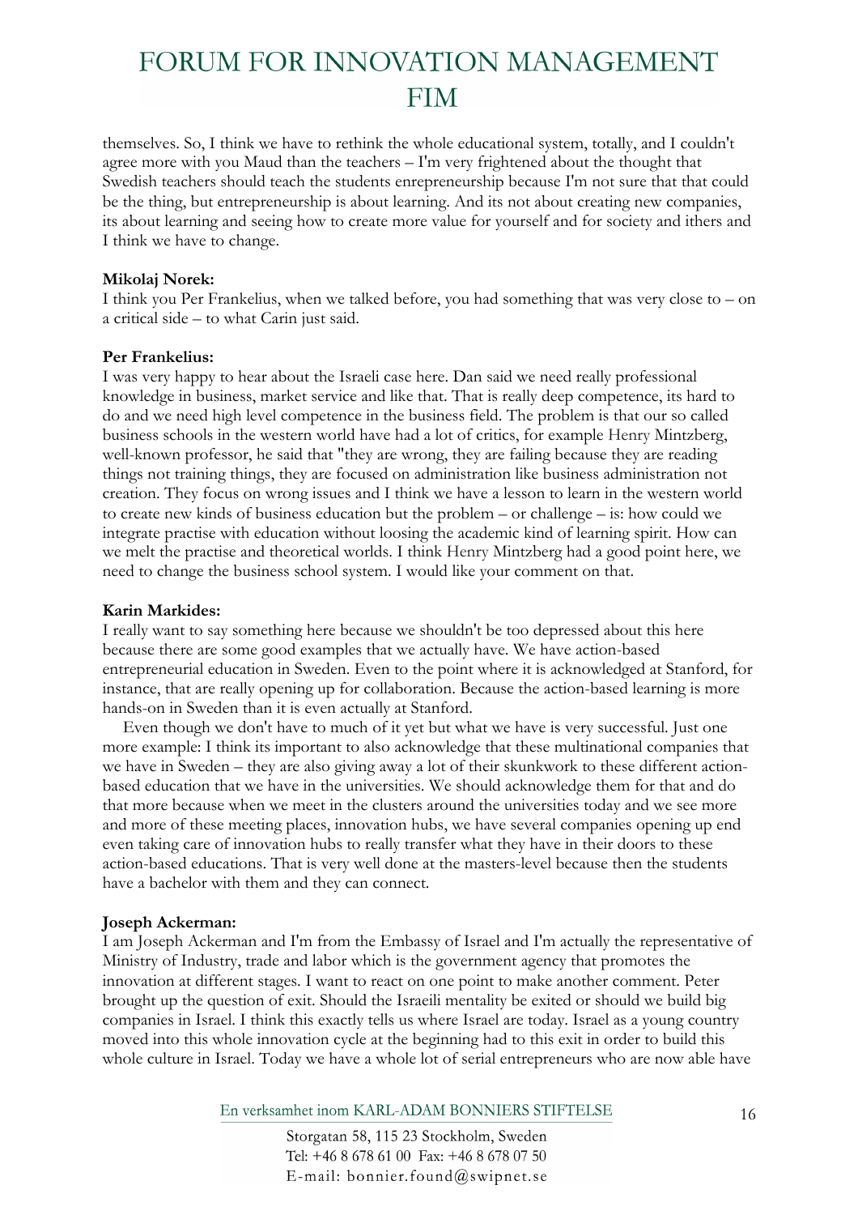themselves. So, I think we have to rethink the whole educational system, totally, and I couldn't agree more with you Maud than the teachers – I'm very frightened about the thought that Swedish teachers should teach the students enrepreneurship because I'm not sure that that could be the thing, but entrepreneurship is about learning. And its not about creating new companies, its about learning and seeing how to create more value for yourself and for society and ithers and I think we have to change.

**Mikolaj Norek:**
I think you Per Frankelius, when we talked before, you had something that was very close to – on a critical side – to what Carin just said.

**Per Frankelius:**
I was very happy to hear about the Israeli case here. Dan said we need really professional knowledge in business, market service and like that. That is really deep competence, its hard to do and we need high level competence in the business field. The problem is that our so called business schools in the western world have had a lot of critics, for example Henry Mintzberg, well-known professor, he said that "they are wrong, they are failing because they are reading things not training things, they are focused on administration like business administration not creation. They focus on wrong issues and I think we have a lesson to learn in the western world to create new kinds of business education but the problem – or challenge – is: how could we integrate practise with education without loosing the academic kind of learning spirit. How can we melt the practise and theoretical worlds. I think Henry Mintzberg had a good point here, we need to change the business school system. I would like your comment on that.

**Karin Markides:**
I really want to say something here because we shouldn't be too depressed about this here because there are some good examples that we actually have. We have action-based entrepreneurial education in Sweden. Even to the point where it is acknowledged at Stanford, for instance, that are really opening up for collaboration. Because the action-based learning is more hands-on in Sweden than it is even actually at Stanford.

Even though we don't have to much of it yet but what we have is very successful. Just one more example: I think its important to also acknowledge that these multinational companies that we have in Sweden – they are also giving away a lot of their skunkwork to these different action-based education that we have in the universities. We should acknowledge them for that and do that more because when we meet in the clusters around the universities today and we see more and more of these meeting places, innovation hubs, we have several companies opening up end even taking care of innovation hubs to really transfer what they have in their doors to these action-based educations. That is very well done at the masters-level because then the students have a bachelor with them and they can connect.

**Joseph Ackerman:**
I am Joseph Ackerman and I'm from the Embassy of Israel and I'm actually the representative of Ministry of Industry, trade and labor which is the government agency that promotes the innovation at different stages. I want to react on one point to make another comment. Peter brought up the question of exit. Should the Israeili mentality be exited or should we build big companies in Israel. I think this exactly tells us where Israel are today. Israel as a young country moved into this whole innovation cycle at the beginning had to this exit in order to build this whole culture in Israel. Today we have a whole lot of serial entrepreneurs who are now able have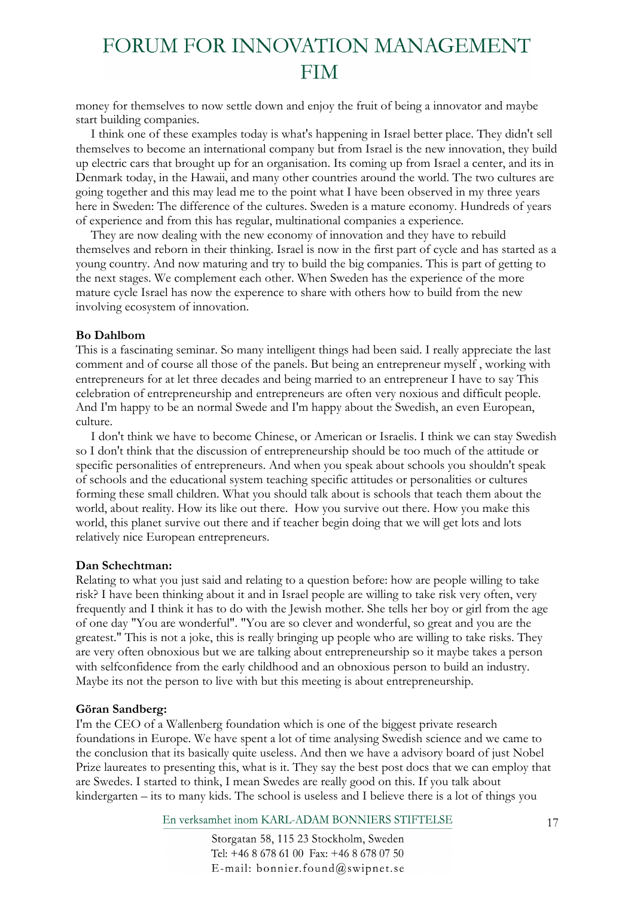money for themselves to now settle down and enjoy the fruit of being a innovator and maybe start building companies.

I think one of these examples today is what's happening in Israel better place. They didn't sell themselves to become an international company but from Israel is the new innovation, they build up electric cars that brought up for an organisation. Its coming up from Israel a center, and its in Denmark today, in the Hawaii, and many other countries around the world. The two cultures are going together and this may lead me to the point what I have been observed in my three years here in Sweden: The difference of the cultures. Sweden is a mature economy. Hundreds of years of experience and from this has regular, multinational companies a experience.

They are now dealing with the new economy of innovation and they have to rebuild themselves and reborn in their thinking. Israel is now in the first part of cycle and has started as a young country. And now maturing and try to build the big companies. This is part of getting to the next stages. We complement each other. When Sweden has the experience of the more mature cycle Israel has now the experience to share with others how to build from the new involving ecosystem of innovation.

**Bo Dahlbom**

This is a fascinating seminar. So many intelligent things had been said. I really appreciate the last comment and of course all those of the panels. But being an entrepreneur myself , working with entrepreneurs for at let three decades and being married to an entrepreneur I have to say This celebration of entrepreneurship and entrepreneurs are often very noxious and difficult people. And I'm happy to be an normal Swede and I'm happy about the Swedish, an even European, culture.

I don't think we have to become Chinese, or American or Israelis. I think we can stay Swedish so I don't think that the discussion of entrepreneurship should be too much of the attitude or specific personalities of entrepreneurs. And when you speak about schools you shouldn't speak of schools and the educational system teaching specific attitudes or personalities or cultures forming these small children. What you should talk about is schools that teach them about the world, about reality. How its like out there. How you survive out there. How you make this world, this planet survive out there and if teacher begin doing that we will get lots and lots relatively nice European entrepreneurs.

**Dan Schechtman:**

Relating to what you just said and relating to a question before: how are people willing to take risk? I have been thinking about it and in Israel people are willing to take risk very often, very frequently and I think it has to do with the Jewish mother. She tells her boy or girl from the age of one day "You are wonderful". "You are so clever and wonderful, so great and you are the greatest." This is not a joke, this is really bringing up people who are willing to take risks. They are very often obnoxious but we are talking about entrepreneurship so it maybe takes a person with selfconfidence from the early childhood and an obnoxious person to build an industry. Maybe its not the person to live with but this meeting is about entrepreneurship.

**Göran Sandberg:**

I'm the CEO of a Wallenberg foundation which is one of the biggest private research foundations in Europe. We have spent a lot of time analysing Swedish science and we came to the conclusion that its basically quite useless. And then we have a advisory board of just Nobel Prize laureates to presenting this, what is it. They say the best post docs that we can employ that are Swedes. I started to think, I mean Swedes are really good on this. If you talk about kindergarten – its to many kids. The school is useless and I believe there is a lot of things you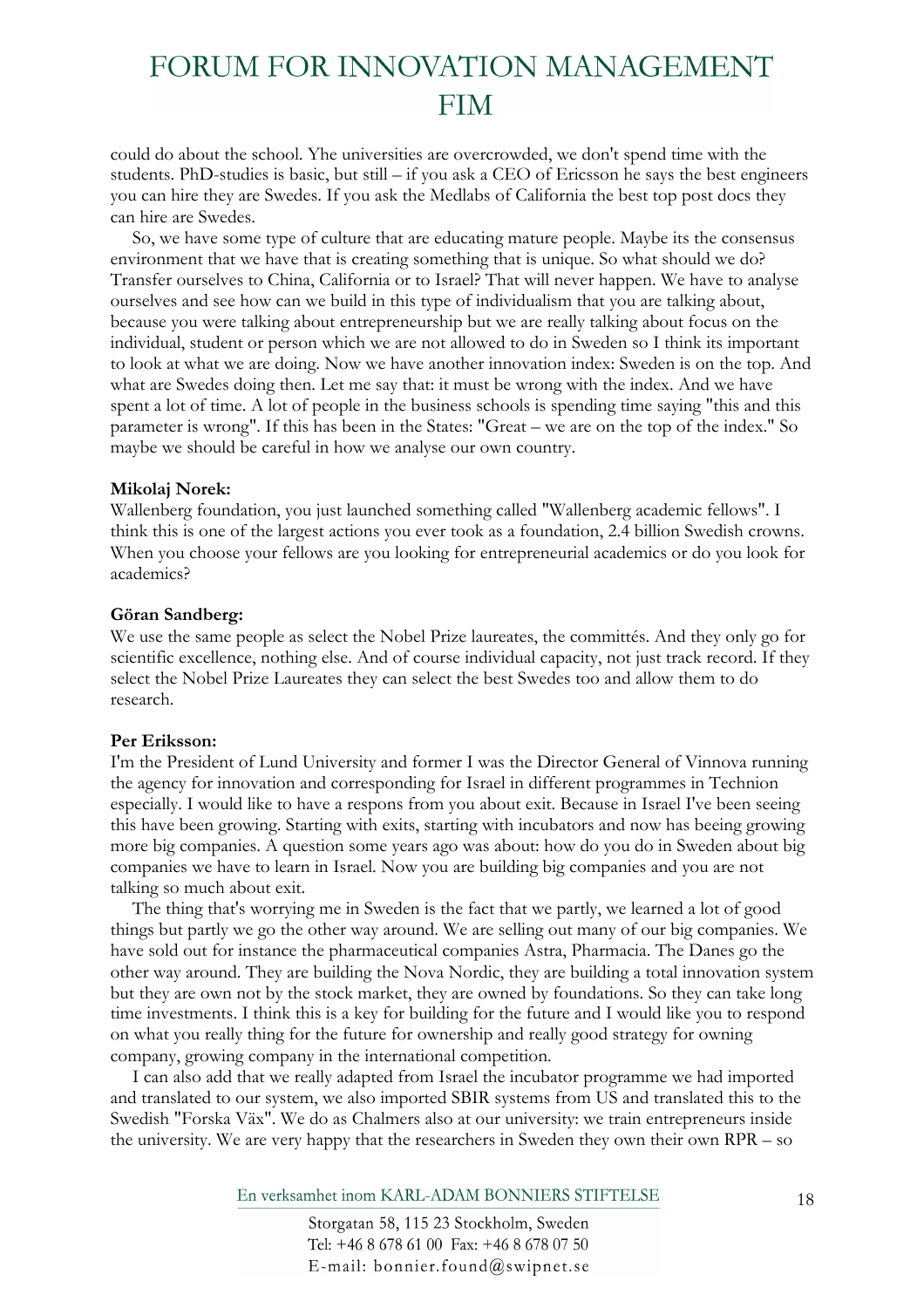could do about the school. Yhe universities are overcrowded, we don't spend time with the students. PhD-studies is basic, but still – if you ask a CEO of Ericsson he says the best engineers you can hire they are Swedes. If you ask the Medlabs of California the best top post docs they can hire are Swedes.

So, we have some type of culture that are educating mature people. Maybe its the consensus environment that we have that is creating something that is unique. So what should we do? Transfer ourselves to China, California or to Israel? That will never happen. We have to analyse ourselves and see how can we build in this type of individualism that you are talking about, because you were talking about entrepreneurship but we are really talking about focus on the individual, student or person which we are not allowed to do in Sweden so I think its important to look at what we are doing. Now we have another innovation index: Sweden is on the top. And what are Swedes doing then. Let me say that: it must be wrong with the index. And we have spent a lot of time. A lot of people in the business schools is spending time saying "this and this parameter is wrong". If this has been in the States: "Great – we are on the top of the index." So maybe we should be careful in how we analyse our own country.

**Mikolaj Norek:**
Wallenberg foundation, you just launched something called "Wallenberg academic fellows". I think this is one of the largest actions you ever took as a foundation, 2.4 billion Swedish crowns. When you choose your fellows are you looking for entrepreneurial academics or do you look for academics?

**Göran Sandberg:**
We use the same people as select the Nobel Prize laureates, the committés. And they only go for scientific excellence, nothing else. And of course individual capacity, not just track record. If they select the Nobel Prize Laureates they can select the best Swedes too and allow them to do research.

**Per Eriksson:**
I'm the President of Lund University and former I was the Director General of Vinnova running the agency for innovation and corresponding for Israel in different programmes in Technion especially. I would like to have a respons from you about exit. Because in Israel I've been seeing this have been growing. Starting with exits, starting with incubators and now has beeing growing more big companies. A question some years ago was about: how do you do in Sweden about big companies we have to learn in Israel. Now you are building big companies and you are not talking so much about exit.

The thing that's worrying me in Sweden is the fact that we partly, we learned a lot of good things but partly we go the other way around. We are selling out many of our big companies. We have sold out for instance the pharmaceutical companies Astra, Pharmacia. The Danes go the other way around. They are building the Nova Nordic, they are building a total innovation system but they are own not by the stock market, they are owned by foundations. So they can take long time investments. I think this is a key for building for the future and I would like you to respond on what you really thing for the future for ownership and really good strategy for owning company, growing company in the international competition.

I can also add that we really adapted from Israel the incubator programme we had imported and translated to our system, we also imported SBIR systems from US and translated this to the Swedish "Forska Väx". We do as Chalmers also at our university: we train entrepreneurs inside the university. We are very happy that the researchers in Sweden they own their own RPR – so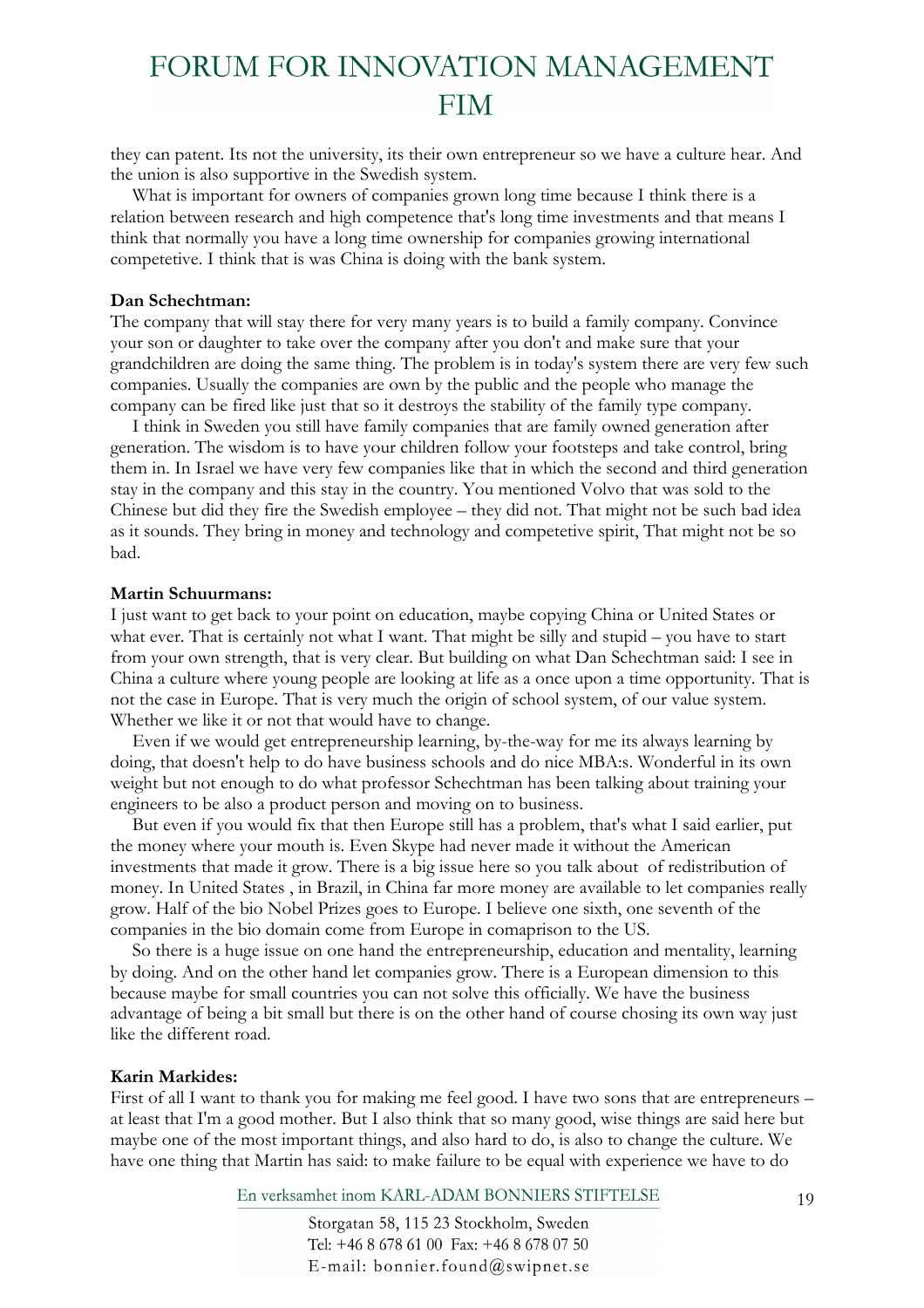they can patent. Its not the university, its their own entrepreneur so we have a culture hear. And the union is also supportive in the Swedish system.

What is important for owners of companies grown long time because I think there is a relation between research and high competence that's long time investments and that means I think that normally you have a long time ownership for companies growing international competetive. I think that is was China is doing with the bank system.

**Dan Schechtman:**
The company that will stay there for very many years is to build a family company. Convince your son or daughter to take over the company after you don't and make sure that your grandchildren are doing the same thing. The problem is in today's system there are very few such companies. Usually the companies are own by the public and the people who manage the company can be fired like just that so it destroys the stability of the family type company.

I think in Sweden you still have family companies that are family owned generation after generation. The wisdom is to have your children follow your footsteps and take control, bring them in. In Israel we have very few companies like that in which the second and third generation stay in the company and this stay in the country. You mentioned Volvo that was sold to the Chinese but did they fire the Swedish employee – they did not. That might not be such bad idea as it sounds. They bring in money and technology and competetive spirit, That might not be so bad.

**Martin Schuurmans:**
I just want to get back to your point on education, maybe copying China or United States or what ever. That is certainly not what I want. That might be silly and stupid – you have to start from your own strength, that is very clear. But building on what Dan Schechtman said: I see in China a culture where young people are looking at life as a once upon a time opportunity. That is not the case in Europe. That is very much the origin of school system, of our value system. Whether we like it or not that would have to change.

Even if we would get entrepreneurship learning, by-the-way for me its always learning by doing, that doesn't help to do have business schools and do nice MBA:s. Wonderful in its own weight but not enough to do what professor Schechtman has been talking about training your engineers to be also a product person and moving on to business.

But even if you would fix that then Europe still has a problem, that's what I said earlier, put the money where your mouth is. Even Skype had never made it without the American investments that made it grow. There is a big issue here so you talk about of redistribution of money. In United States , in Brazil, in China far more money are available to let companies really grow. Half of the bio Nobel Prizes goes to Europe. I believe one sixth, one seventh of the companies in the bio domain come from Europe in comaprison to the US.

So there is a huge issue on one hand the entrepreneurship, education and mentality, learning by doing. And on the other hand let companies grow. There is a European dimension to this because maybe for small countries you can not solve this officially. We have the business advantage of being a bit small but there is on the other hand of course chosing its own way just like the different road.

**Karin Markides:**
First of all I want to thank you for making me feel good. I have two sons that are entrepreneurs – at least that I'm a good mother. But I also think that so many good, wise things are said here but maybe one of the most important things, and also hard to do, is also to change the culture. We have one thing that Martin has said: to make failure to be equal with experience we have to do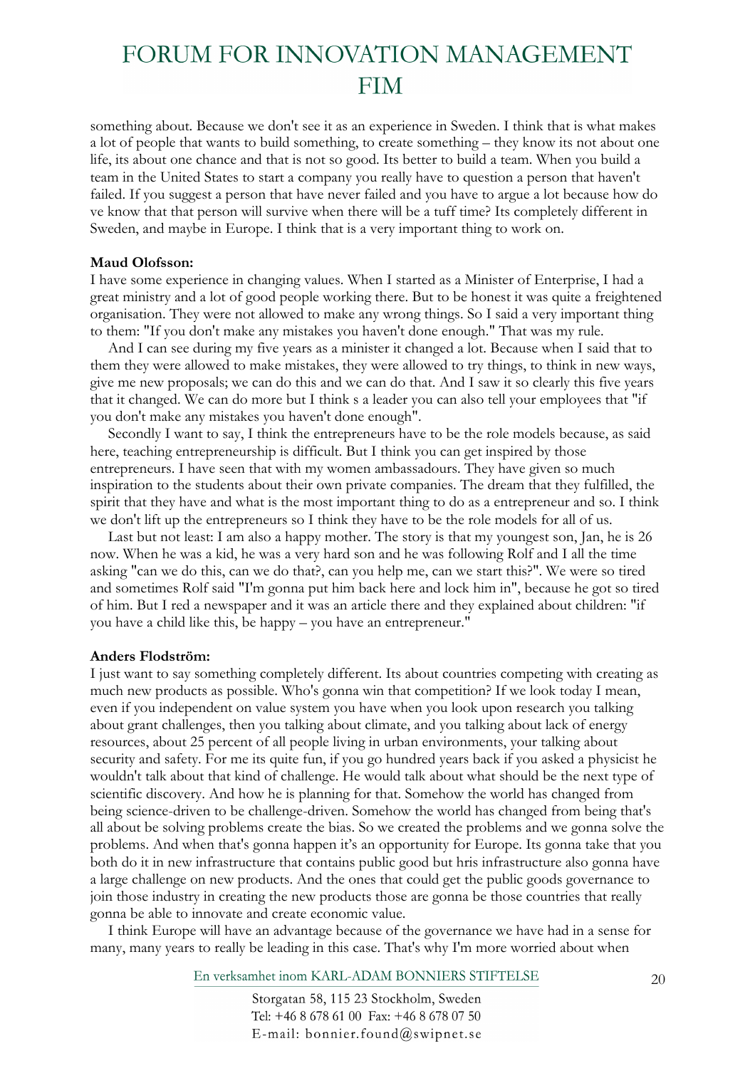something about. Because we don't see it as an experience in Sweden. I think that is what makes a lot of people that wants to build something, to create something – they know its not about one life, its about one chance and that is not so good. Its better to build a team. When you build a team in the United States to start a company you really have to question a person that haven't failed. If you suggest a person that have never failed and you have to argue a lot because how do ve know that that person will survive when there will be a tuff time? Its completely different in Sweden, and maybe in Europe. I think that is a very important thing to work on.

**Maud Olofsson:**

I have some experience in changing values. When I started as a Minister of Enterprise, I had a great ministry and a lot of good people working there. But to be honest it was quite a freightened organisation. They were not allowed to make any wrong things. So I said a very important thing to them: "If you don't make any mistakes you haven't done enough." That was my rule.

And I can see during my five years as a minister it changed a lot. Because when I said that to them they were allowed to make mistakes, they were allowed to try things, to think in new ways, give me new proposals; we can do this and we can do that. And I saw it so clearly this five years that it changed. We can do more but I think s a leader you can also tell your employees that "if you don't make any mistakes you haven't done enough".

Secondly I want to say, I think the entrepreneurs have to be the role models because, as said here, teaching entrepreneurship is difficult. But I think you can get inspired by those entrepreneurs. I have seen that with my women ambassadours. They have given so much inspiration to the students about their own private companies. The dream that they fulfilled, the spirit that they have and what is the most important thing to do as a entrepreneur and so. I think we don't lift up the entrepreneurs so I think they have to be the role models for all of us.

Last but not least: I am also a happy mother. The story is that my youngest son, Jan, he is 26 now. When he was a kid, he was a very hard son and he was following Rolf and I all the time asking "can we do this, can we do that?, can you help me, can we start this?". We were so tired and sometimes Rolf said "I'm gonna put him back here and lock him in", because he got so tired of him. But I red a newspaper and it was an article there and they explained about children: "if you have a child like this, be happy – you have an entrepreneur."

**Anders Flodström:**

I just want to say something completely different. Its about countries competing with creating as much new products as possible. Who's gonna win that competition? If we look today I mean, even if you independent on value system you have when you look upon research you talking about grant challenges, then you talking about climate, and you talking about lack of energy resources, about 25 percent of all people living in urban environments, your talking about security and safety. For me its quite fun, if you go hundred years back if you asked a physicist he wouldn't talk about that kind of challenge. He would talk about what should be the next type of scientific discovery. And how he is planning for that. Somehow the world has changed from being science-driven to be challenge-driven. Somehow the world has changed from being that's all about be solving problems create the bias. So we created the problems and we gonna solve the problems. And when that's gonna happen it's an opportunity for Europe. Its gonna take that you both do it in new infrastructure that contains public good but hris infrastructure also gonna have a large challenge on new products. And the ones that could get the public goods governance to join those industry in creating the new products those are gonna be those countries that really gonna be able to innovate and create economic value.

I think Europe will have an advantage because of the governance we have had in a sense for many, many years to really be leading in this case. That's why I'm more worried about when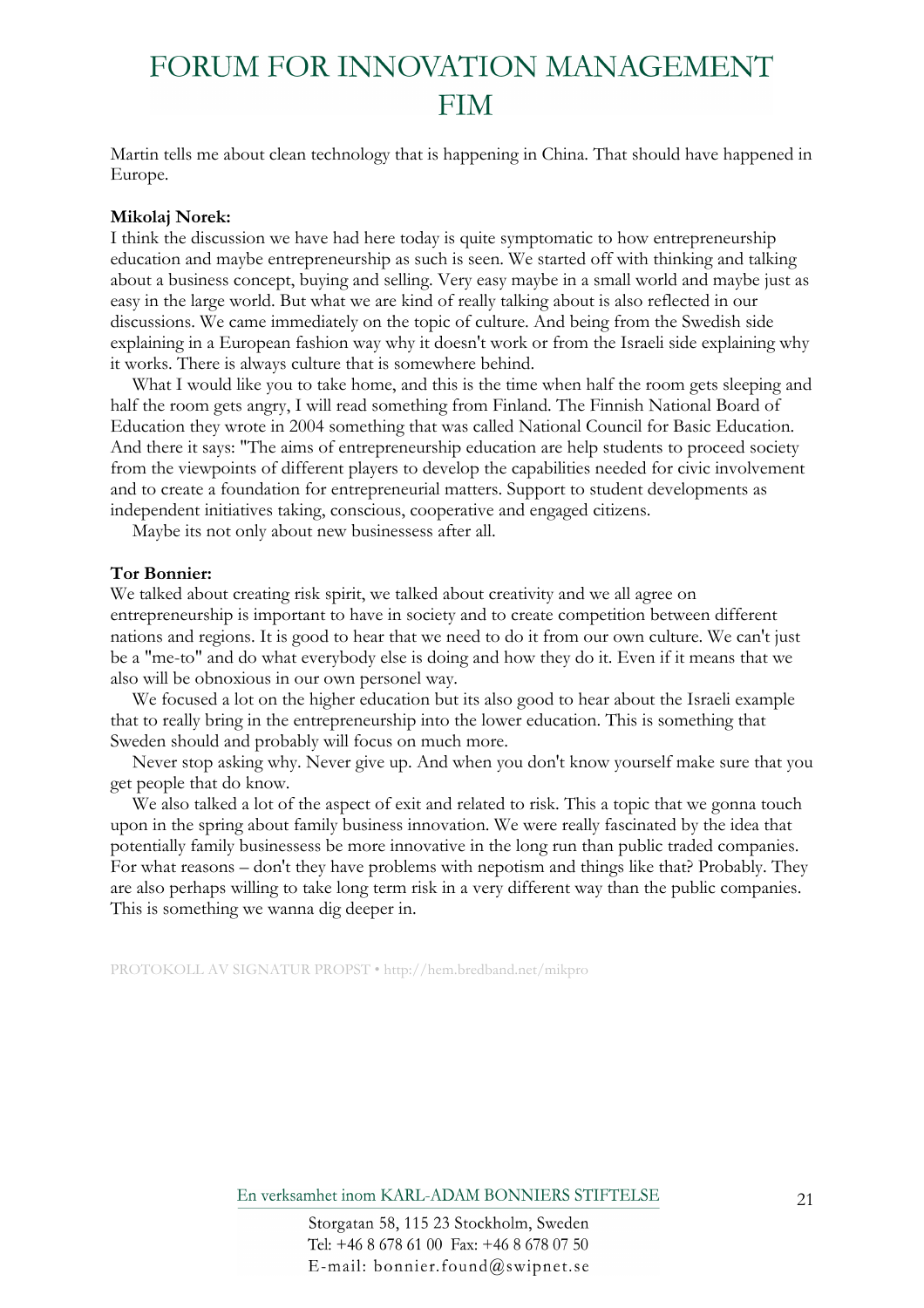Martin tells me about clean technology that is happening in China. That should have happened in Europe.

**Mikolaj Norek:**
I think the discussion we have had here today is quite symptomatic to how entrepreneurship education and maybe entrepreneurship as such is seen. We started off with thinking and talking about a business concept, buying and selling. Very easy maybe in a small world and maybe just as easy in the large world. But what we are kind of really talking about is also reflected in our discussions. We came immediately on the topic of culture. And being from the Swedish side explaining in a European fashion way why it doesn't work or from the Israeli side explaining why it works. There is always culture that is somewhere behind.

What I would like you to take home, and this is the time when half the room gets sleeping and half the room gets angry, I will read something from Finland. The Finnish National Board of Education they wrote in 2004 something that was called National Council for Basic Education. And there it says: "The aims of entrepreneurship education are help students to proceed society from the viewpoints of different players to develop the capabilities needed for civic involvement and to create a foundation for entrepreneurial matters. Support to student developments as independent initiatives taking, conscious, cooperative and engaged citizens.

Maybe its not only about new businessess after all.

**Tor Bonnier:**
We talked about creating risk spirit, we talked about creativity and we all agree on entrepreneurship is important to have in society and to create competition between different nations and regions. It is good to hear that we need to do it from our own culture. We can't just be a "me-to" and do what everybody else is doing and how they do it. Even if it means that we also will be obnoxious in our own personel way.

We focused a lot on the higher education but its also good to hear about the Israeli example that to really bring in the entrepreneurship into the lower education. This is something that Sweden should and probably will focus on much more.

Never stop asking why. Never give up. And when you don't know yourself make sure that you get people that do know.

We also talked a lot of the aspect of exit and related to risk. This a topic that we gonna touch upon in the spring about family business innovation. We were really fascinated by the idea that potentially family businessess be more innovative in the long run than public traded companies. For what reasons – don't they have problems with nepotism and things like that? Probably. They are also perhaps willing to take long term risk in a very different way than the public companies. This is something we wanna dig deeper in.

PROTOKOLL AV SIGNATUR PROPST • http://hem.bredband.net/mikpro